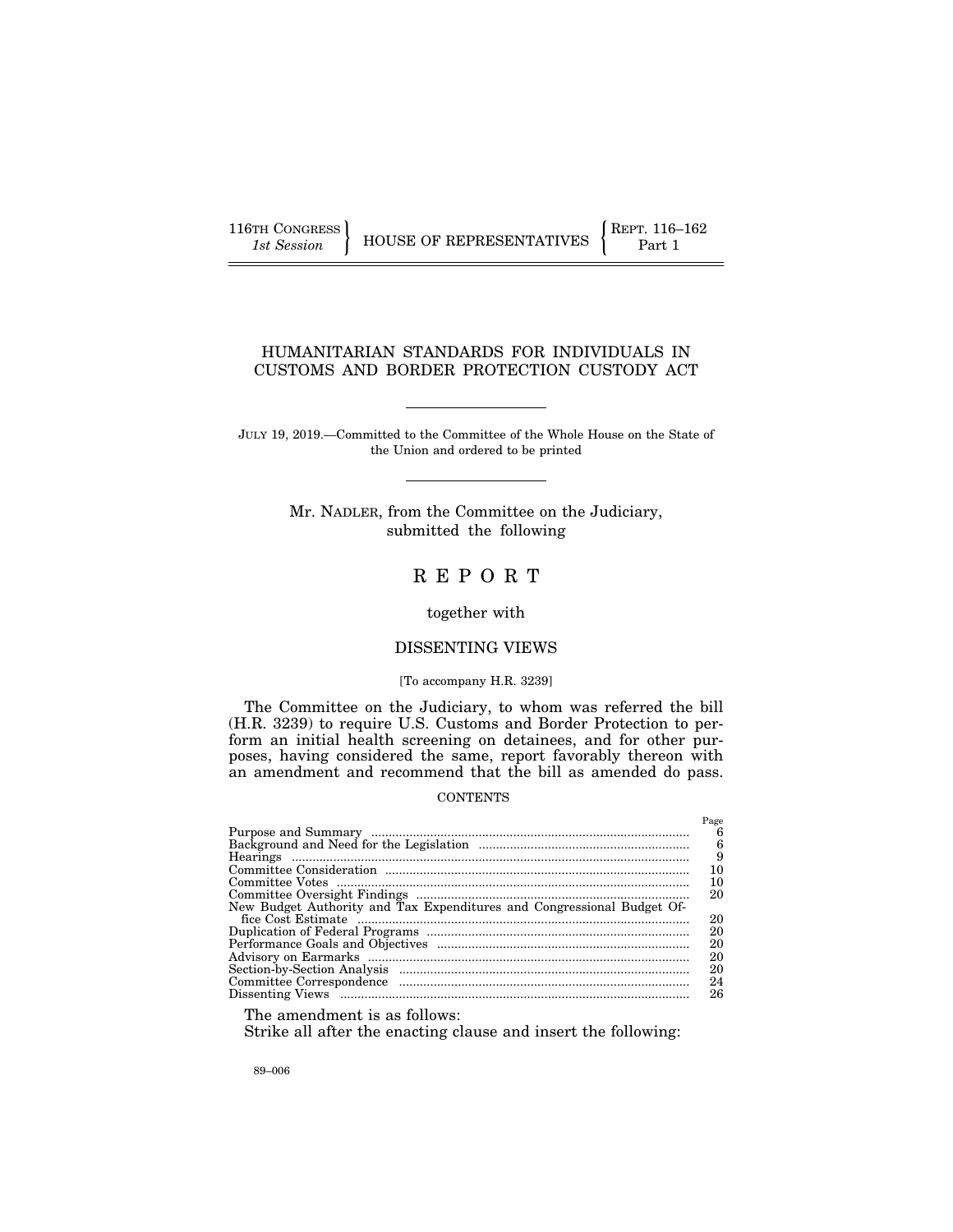116TH CONGRESS
*1st Session*

HOUSE OF REPRESENTATIVES

REPT. 116–162
Part 1

# HUMANITARIAN STANDARDS FOR INDIVIDUALS IN CUSTOMS AND BORDER PROTECTION CUSTODY ACT

JULY 19, 2019.—Committed to the Committee of the Whole House on the State of the Union and ordered to be printed

Mr. NADLER, from the Committee on the Judiciary, submitted the following

# REPORT

together with

## DISSENTING VIEWS

[To accompany H.R. 3239]

The Committee on the Judiciary, to whom was referred the bill (H.R. 3239) to require U.S. Customs and Border Protection to perform an initial health screening on detainees, and for other purposes, having considered the same, report favorably thereon with an amendment and recommend that the bill as amended do pass.

CONTENTS

| | Page |
|---|---|
| Purpose and Summary | 6 |
| Background and Need for the Legislation | 6 |
| Hearings | 9 |
| Committee Consideration | 10 |
| Committee Votes | 10 |
| Committee Oversight Findings | 20 |
| New Budget Authority and Tax Expenditures and Congressional Budget Office Cost Estimate | 20 |
| Duplication of Federal Programs | 20 |
| Performance Goals and Objectives | 20 |
| Advisory on Earmarks | 20 |
| Section-by-Section Analysis | 20 |
| Committee Correspondence | 24 |
| Dissenting Views | 26 |

The amendment is as follows:

Strike all after the enacting clause and insert the following:

89–006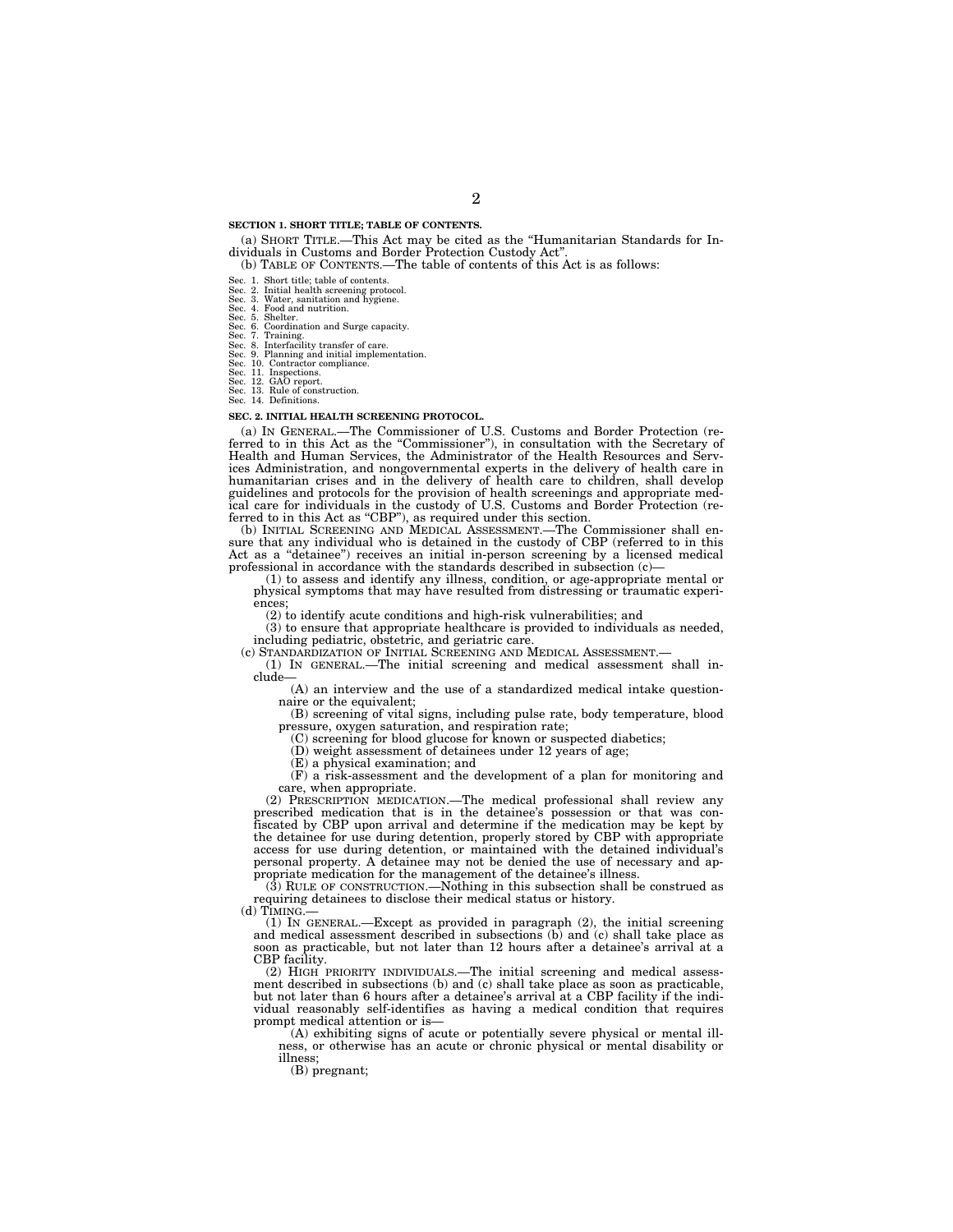**SECTION 1. SHORT TITLE; TABLE OF CONTENTS.**

(a) SHORT TITLE.—This Act may be cited as the "Humanitarian Standards for Individuals in Customs and Border Protection Custody Act".

(b) TABLE OF CONTENTS.—The table of contents of this Act is as follows:

Sec. 1. Short title; table of contents.
Sec. 2. Initial health screening protocol.
Sec. 3. Water, sanitation and hygiene.
Sec. 4. Food and nutrition.
Sec. 5. Shelter.
Sec. 6. Coordination and Surge capacity.
Sec. 7. Training.
Sec. 8. Interfacility transfer of care.
Sec. 9. Planning and initial implementation.
Sec. 10. Contractor compliance.
Sec. 11. Inspections.
Sec. 12. GAO report.
Sec. 13. Rule of construction.
Sec. 14. Definitions.

**SEC. 2. INITIAL HEALTH SCREENING PROTOCOL.**

(a) IN GENERAL.—The Commissioner of U.S. Customs and Border Protection (referred to in this Act as the "Commissioner"), in consultation with the Secretary of Health and Human Services, the Administrator of the Health Resources and Services Administration, and nongovernmental experts in the delivery of health care in humanitarian crises and in the delivery of health care to children, shall develop guidelines and protocols for the provision of health screenings and appropriate medical care for individuals in the custody of U.S. Customs and Border Protection (referred to in this Act as "CBP"), as required under this section.

(b) INITIAL SCREENING AND MEDICAL ASSESSMENT.—The Commissioner shall ensure that any individual who is detained in the custody of CBP (referred to in this Act as a "detainee") receives an initial in-person screening by a licensed medical professional in accordance with the standards described in subsection (c)—

(1) to assess and identify any illness, condition, or age-appropriate mental or physical symptoms that may have resulted from distressing or traumatic experiences;

(2) to identify acute conditions and high-risk vulnerabilities; and

(3) to ensure that appropriate healthcare is provided to individuals as needed, including pediatric, obstetric, and geriatric care.

(c) STANDARDIZATION OF INITIAL SCREENING AND MEDICAL ASSESSMENT.—

(1) IN GENERAL.—The initial screening and medical assessment shall include—

(A) an interview and the use of a standardized medical intake questionnaire or the equivalent;

(B) screening of vital signs, including pulse rate, body temperature, blood pressure, oxygen saturation, and respiration rate;

(C) screening for blood glucose for known or suspected diabetics;

(D) weight assessment of detainees under 12 years of age;

(E) a physical examination; and

(F) a risk-assessment and the development of a plan for monitoring and care, when appropriate.

(2) PRESCRIPTION MEDICATION.—The medical professional shall review any prescribed medication that is in the detainee's possession or that was confiscated by CBP upon arrival and determine if the medication may be kept by the detainee for use during detention, properly stored by CBP with appropriate access for use during detention, or maintained with the detained individual's personal property. A detainee may not be denied the use of necessary and appropriate medication for the management of the detainee's illness.

(3) RULE OF CONSTRUCTION.—Nothing in this subsection shall be construed as requiring detainees to disclose their medical status or history.

(d) TIMING.—

(1) IN GENERAL.—Except as provided in paragraph (2), the initial screening and medical assessment described in subsections (b) and (c) shall take place as soon as practicable, but not later than 12 hours after a detainee's arrival at a CBP facility.

(2) HIGH PRIORITY INDIVIDUALS.—The initial screening and medical assessment described in subsections (b) and (c) shall take place as soon as practicable, but not later than 6 hours after a detainee's arrival at a CBP facility if the individual reasonably self-identifies as having a medical condition that requires prompt medical attention or is—

(A) exhibiting signs of acute or potentially severe physical or mental illness, or otherwise has an acute or chronic physical or mental disability or illness;

(B) pregnant;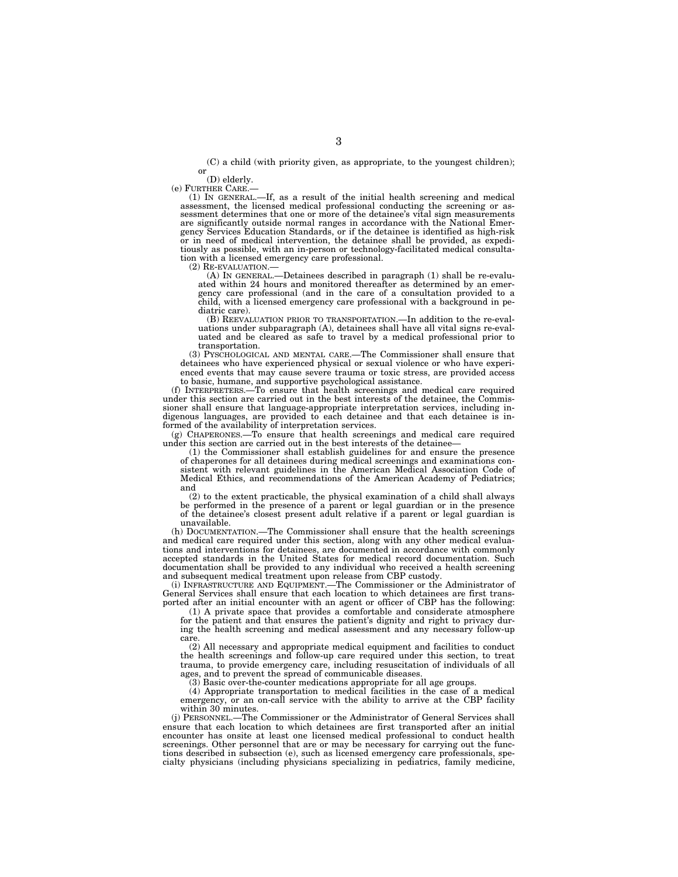(C) a child (with priority given, as appropriate, to the youngest children); or

(D) elderly.

(e) FURTHER CARE.—

(1) IN GENERAL.—If, as a result of the initial health screening and medical assessment, the licensed medical professional conducting the screening or assessment determines that one or more of the detainee's vital sign measurements are significantly outside normal ranges in accordance with the National Emergency Services Education Standards, or if the detainee is identified as high-risk or in need of medical intervention, the detainee shall be provided, as expeditiously as possible, with an in-person or technology-facilitated medical consultation with a licensed emergency care professional.

(2) RE-EVALUATION.—

(A) IN GENERAL.—Detainees described in paragraph (1) shall be re-evaluated within 24 hours and monitored thereafter as determined by an emergency care professional (and in the care of a consultation provided to a child, with a licensed emergency care professional with a background in pediatric care).

(B) REEVALUATION PRIOR TO TRANSPORTATION.—In addition to the re-evaluations under subparagraph (A), detainees shall have all vital signs re-evaluated and be cleared as safe to travel by a medical professional prior to transportation.

(3) PYSCHOLOGICAL AND MENTAL CARE.—The Commissioner shall ensure that detainees who have experienced physical or sexual violence or who have experienced events that may cause severe trauma or toxic stress, are provided access to basic, humane, and supportive psychological assistance.

(f) INTERPRETERS.—To ensure that health screenings and medical care required under this section are carried out in the best interests of the detainee, the Commissioner shall ensure that language-appropriate interpretation services, including indigenous languages, are provided to each detainee and that each detainee is informed of the availability of interpretation services.

(g) CHAPERONES.—To ensure that health screenings and medical care required under this section are carried out in the best interests of the detainee—

(1) the Commissioner shall establish guidelines for and ensure the presence of chaperones for all detainees during medical screenings and examinations consistent with relevant guidelines in the American Medical Association Code of Medical Ethics, and recommendations of the American Academy of Pediatrics; and

(2) to the extent practicable, the physical examination of a child shall always be performed in the presence of a parent or legal guardian or in the presence of the detainee's closest present adult relative if a parent or legal guardian is unavailable.

(h) DOCUMENTATION.—The Commissioner shall ensure that the health screenings and medical care required under this section, along with any other medical evaluations and interventions for detainees, are documented in accordance with commonly accepted standards in the United States for medical record documentation. Such documentation shall be provided to any individual who received a health screening and subsequent medical treatment upon release from CBP custody.

(i) INFRASTRUCTURE AND EQUIPMENT.—The Commissioner or the Administrator of General Services shall ensure that each location to which detainees are first transported after an initial encounter with an agent or officer of CBP has the following:

(1) A private space that provides a comfortable and considerate atmosphere for the patient and that ensures the patient's dignity and right to privacy during the health screening and medical assessment and any necessary follow-up care.

(2) All necessary and appropriate medical equipment and facilities to conduct the health screenings and follow-up care required under this section, to treat trauma, to provide emergency care, including resuscitation of individuals of all ages, and to prevent the spread of communicable diseases.

(3) Basic over-the-counter medications appropriate for all age groups.

(4) Appropriate transportation to medical facilities in the case of a medical emergency, or an on-call service with the ability to arrive at the CBP facility within 30 minutes.

(j) PERSONNEL.—The Commissioner or the Administrator of General Services shall ensure that each location to which detainees are first transported after an initial encounter has onsite at least one licensed medical professional to conduct health screenings. Other personnel that are or may be necessary for carrying out the functions described in subsection (e), such as licensed emergency care professionals, specialty physicians (including physicians specializing in pediatrics, family medicine,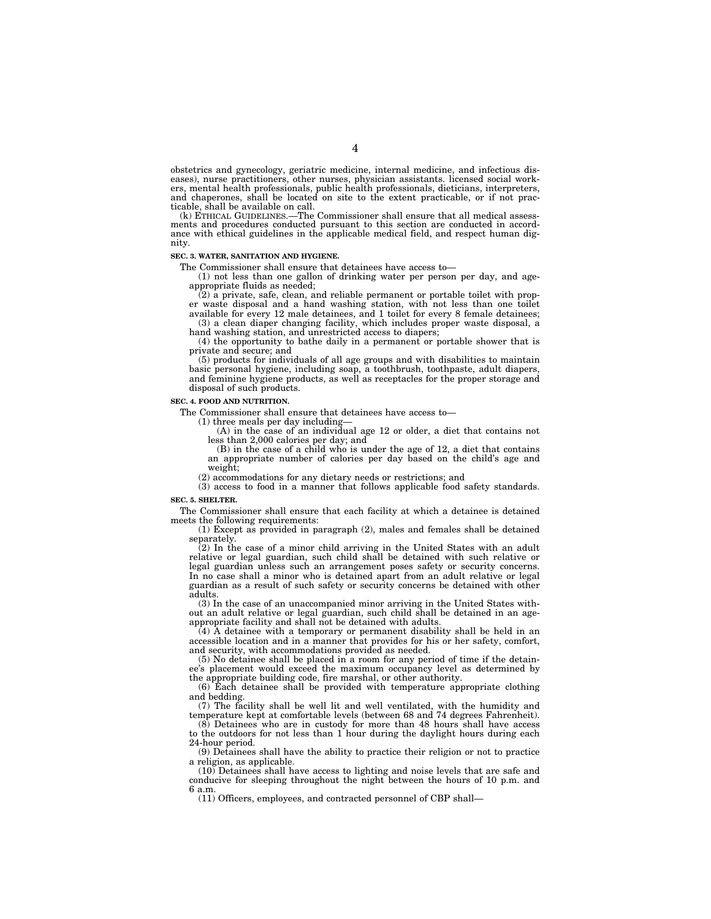obstetrics and gynecology, geriatric medicine, internal medicine, and infectious diseases), nurse practitioners, other nurses, physician assistants. licensed social workers, mental health professionals, public health professionals, dieticians, interpreters, and chaperones, shall be located on site to the extent practicable, or if not practicable, shall be available on call.

(k) ETHICAL GUIDELINES.—The Commissioner shall ensure that all medical assessments and procedures conducted pursuant to this section are conducted in accordance with ethical guidelines in the applicable medical field, and respect human dignity.

**SEC. 3. WATER, SANITATION AND HYGIENE.**

The Commissioner shall ensure that detainees have access to—

(1) not less than one gallon of drinking water per person per day, and age-appropriate fluids as needed;

(2) a private, safe, clean, and reliable permanent or portable toilet with proper waste disposal and a hand washing station, with not less than one toilet available for every 12 male detainees, and 1 toilet for every 8 female detainees;

(3) a clean diaper changing facility, which includes proper waste disposal, a hand washing station, and unrestricted access to diapers;

(4) the opportunity to bathe daily in a permanent or portable shower that is private and secure; and

(5) products for individuals of all age groups and with disabilities to maintain basic personal hygiene, including soap, a toothbrush, toothpaste, adult diapers, and feminine hygiene products, as well as receptacles for the proper storage and disposal of such products.

**SEC. 4. FOOD AND NUTRITION.**

The Commissioner shall ensure that detainees have access to—

(1) three meals per day including—

(A) in the case of an individual age 12 or older, a diet that contains not less than 2,000 calories per day; and

(B) in the case of a child who is under the age of 12, a diet that contains an appropriate number of calories per day based on the child's age and weight;

(2) accommodations for any dietary needs or restrictions; and

(3) access to food in a manner that follows applicable food safety standards.

**SEC. 5. SHELTER.**

The Commissioner shall ensure that each facility at which a detainee is detained meets the following requirements:

(1) Except as provided in paragraph (2), males and females shall be detained separately.

(2) In the case of a minor child arriving in the United States with an adult relative or legal guardian, such child shall be detained with such relative or legal guardian unless such an arrangement poses safety or security concerns. In no case shall a minor who is detained apart from an adult relative or legal guardian as a result of such safety or security concerns be detained with other adults.

(3) In the case of an unaccompanied minor arriving in the United States without an adult relative or legal guardian, such child shall be detained in an age-appropriate facility and shall not be detained with adults.

(4) A detainee with a temporary or permanent disability shall be held in an accessible location and in a manner that provides for his or her safety, comfort, and security, with accommodations provided as needed.

(5) No detainee shall be placed in a room for any period of time if the detainee's placement would exceed the maximum occupancy level as determined by the appropriate building code, fire marshal, or other authority.

(6) Each detainee shall be provided with temperature appropriate clothing and bedding.

(7) The facility shall be well lit and well ventilated, with the humidity and temperature kept at comfortable levels (between 68 and 74 degrees Fahrenheit).

(8) Detainees who are in custody for more than 48 hours shall have access to the outdoors for not less than 1 hour during the daylight hours during each 24-hour period.

(9) Detainees shall have the ability to practice their religion or not to practice a religion, as applicable.

(10) Detainees shall have access to lighting and noise levels that are safe and conducive for sleeping throughout the night between the hours of 10 p.m. and 6 a.m.

(11) Officers, employees, and contracted personnel of CBP shall—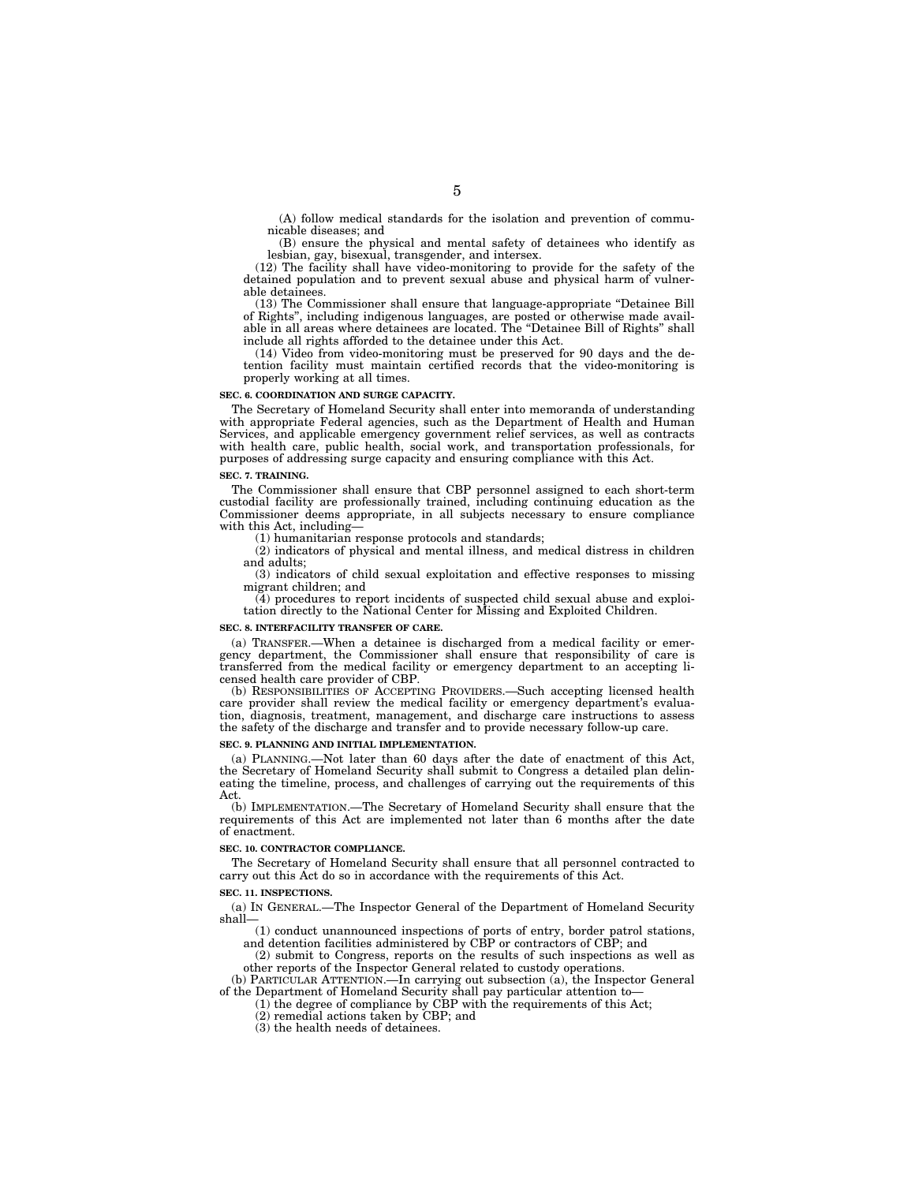(A) follow medical standards for the isolation and prevention of communicable diseases; and

(B) ensure the physical and mental safety of detainees who identify as lesbian, gay, bisexual, transgender, and intersex.

(12) The facility shall have video-monitoring to provide for the safety of the detained population and to prevent sexual abuse and physical harm of vulnerable detainees.

(13) The Commissioner shall ensure that language-appropriate "Detainee Bill of Rights", including indigenous languages, are posted or otherwise made available in all areas where detainees are located. The "Detainee Bill of Rights" shall include all rights afforded to the detainee under this Act.

(14) Video from video-monitoring must be preserved for 90 days and the detention facility must maintain certified records that the video-monitoring is properly working at all times.

**SEC. 6. COORDINATION AND SURGE CAPACITY.**

The Secretary of Homeland Security shall enter into memoranda of understanding with appropriate Federal agencies, such as the Department of Health and Human Services, and applicable emergency government relief services, as well as contracts with health care, public health, social work, and transportation professionals, for purposes of addressing surge capacity and ensuring compliance with this Act.

**SEC. 7. TRAINING.**

The Commissioner shall ensure that CBP personnel assigned to each short-term custodial facility are professionally trained, including continuing education as the Commissioner deems appropriate, in all subjects necessary to ensure compliance with this Act, including—

(1) humanitarian response protocols and standards;

(2) indicators of physical and mental illness, and medical distress in children and adults;

(3) indicators of child sexual exploitation and effective responses to missing migrant children; and

(4) procedures to report incidents of suspected child sexual abuse and exploitation directly to the National Center for Missing and Exploited Children.

**SEC. 8. INTERFACILITY TRANSFER OF CARE.**

(a) TRANSFER.—When a detainee is discharged from a medical facility or emergency department, the Commissioner shall ensure that responsibility of care is transferred from the medical facility or emergency department to an accepting licensed health care provider of CBP.

(b) RESPONSIBILITIES OF ACCEPTING PROVIDERS.—Such accepting licensed health care provider shall review the medical facility or emergency department's evaluation, diagnosis, treatment, management, and discharge care instructions to assess the safety of the discharge and transfer and to provide necessary follow-up care.

**SEC. 9. PLANNING AND INITIAL IMPLEMENTATION.**

(a) PLANNING.—Not later than 60 days after the date of enactment of this Act, the Secretary of Homeland Security shall submit to Congress a detailed plan delineating the timeline, process, and challenges of carrying out the requirements of this Act.

(b) IMPLEMENTATION.—The Secretary of Homeland Security shall ensure that the requirements of this Act are implemented not later than 6 months after the date of enactment.

**SEC. 10. CONTRACTOR COMPLIANCE.**

The Secretary of Homeland Security shall ensure that all personnel contracted to carry out this Act do so in accordance with the requirements of this Act.

**SEC. 11. INSPECTIONS.**

(a) IN GENERAL.—The Inspector General of the Department of Homeland Security shall—

(1) conduct unannounced inspections of ports of entry, border patrol stations, and detention facilities administered by CBP or contractors of CBP; and

(2) submit to Congress, reports on the results of such inspections as well as other reports of the Inspector General related to custody operations.

(b) PARTICULAR ATTENTION.—In carrying out subsection (a), the Inspector General of the Department of Homeland Security shall pay particular attention to—

(1) the degree of compliance by CBP with the requirements of this Act;

(2) remedial actions taken by CBP; and

(3) the health needs of detainees.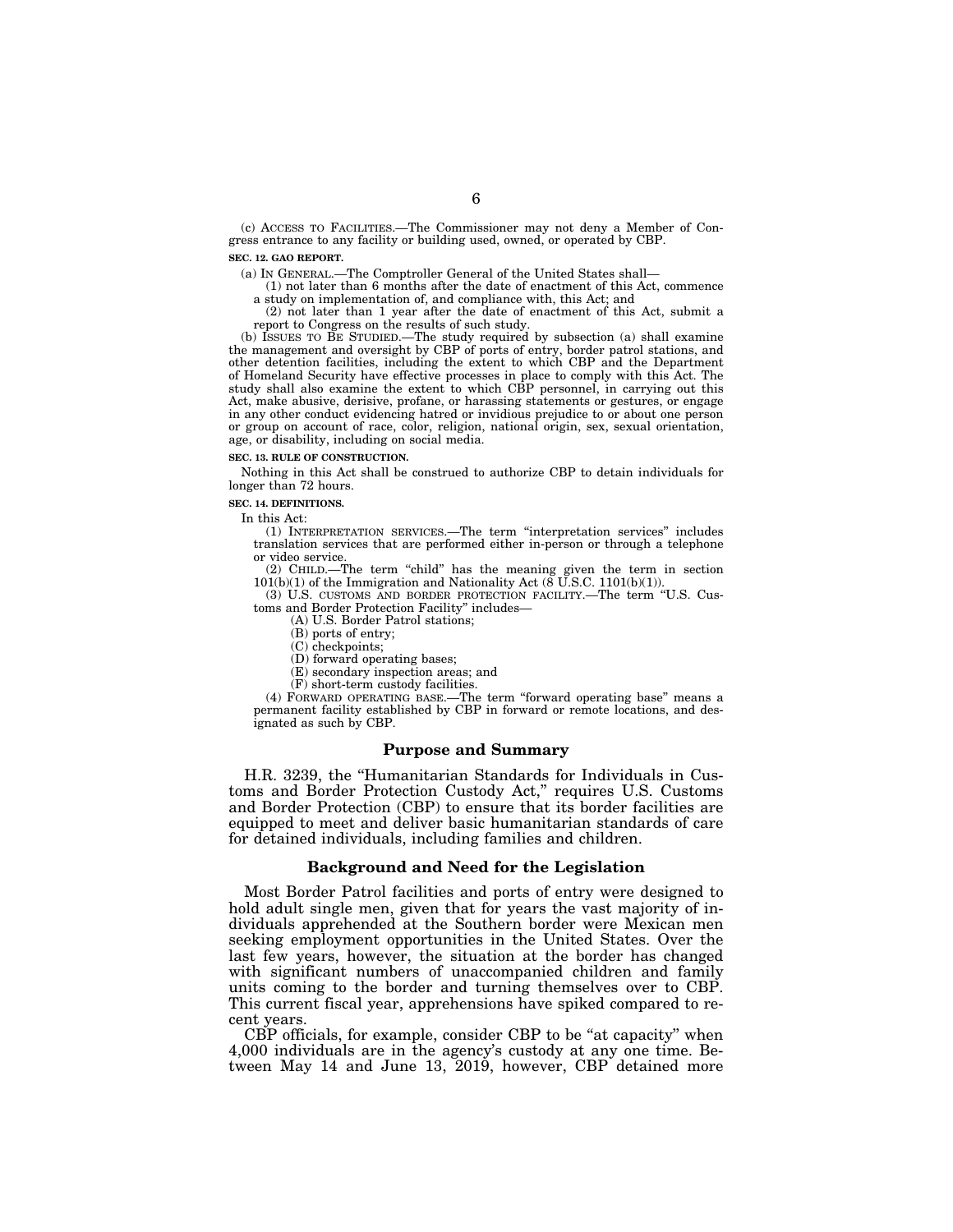(c) ACCESS TO FACILITIES.—The Commissioner may not deny a Member of Congress entrance to any facility or building used, owned, or operated by CBP.

**SEC. 12. GAO REPORT.**

(a) IN GENERAL.—The Comptroller General of the United States shall—

(1) not later than 6 months after the date of enactment of this Act, commence a study on implementation of, and compliance with, this Act; and

(2) not later than 1 year after the date of enactment of this Act, submit a report to Congress on the results of such study.

(b) ISSUES TO BE STUDIED.—The study required by subsection (a) shall examine the management and oversight by CBP of ports of entry, border patrol stations, and other detention facilities, including the extent to which CBP and the Department of Homeland Security have effective processes in place to comply with this Act. The study shall also examine the extent to which CBP personnel, in carrying out this Act, make abusive, derisive, profane, or harassing statements or gestures, or engage in any other conduct evidencing hatred or invidious prejudice to or about one person or group on account of race, color, religion, national origin, sex, sexual orientation, age, or disability, including on social media.

**SEC. 13. RULE OF CONSTRUCTION.**

Nothing in this Act shall be construed to authorize CBP to detain individuals for longer than 72 hours.

**SEC. 14. DEFINITIONS.**

In this Act:

(1) INTERPRETATION SERVICES.—The term "interpretation services" includes translation services that are performed either in-person or through a telephone or video service.

(2) CHILD.—The term "child" has the meaning given the term in section 101(b)(1) of the Immigration and Nationality Act (8 U.S.C. 1101(b)(1)).

(3) U.S. CUSTOMS AND BORDER PROTECTION FACILITY.—The term "U.S. Customs and Border Protection Facility" includes—

(A) U.S. Border Patrol stations;

(B) ports of entry;

(C) checkpoints;

(D) forward operating bases;

(E) secondary inspection areas; and

(F) short-term custody facilities.

(4) FORWARD OPERATING BASE.—The term "forward operating base" means a permanent facility established by CBP in forward or remote locations, and designated as such by CBP.

## Purpose and Summary

H.R. 3239, the "Humanitarian Standards for Individuals in Customs and Border Protection Custody Act," requires U.S. Customs and Border Protection (CBP) to ensure that its border facilities are equipped to meet and deliver basic humanitarian standards of care for detained individuals, including families and children.

## Background and Need for the Legislation

Most Border Patrol facilities and ports of entry were designed to hold adult single men, given that for years the vast majority of individuals apprehended at the Southern border were Mexican men seeking employment opportunities in the United States. Over the last few years, however, the situation at the border has changed with significant numbers of unaccompanied children and family units coming to the border and turning themselves over to CBP. This current fiscal year, apprehensions have spiked compared to recent years.

CBP officials, for example, consider CBP to be "at capacity" when 4,000 individuals are in the agency's custody at any one time. Between May 14 and June 13, 2019, however, CBP detained more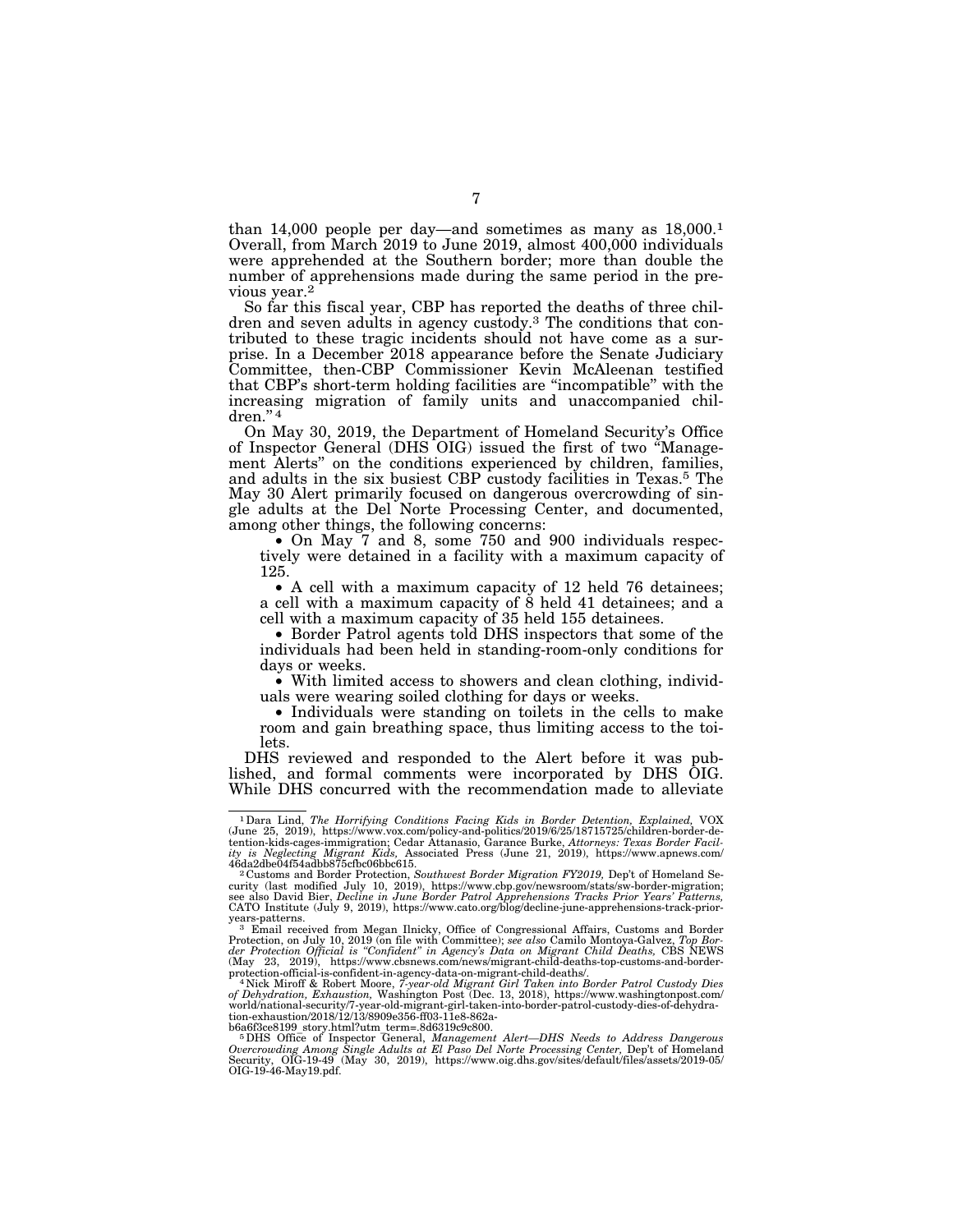than 14,000 people per day—and sometimes as many as 18,000.[1] Overall, from March 2019 to June 2019, almost 400,000 individuals were apprehended at the Southern border; more than double the number of apprehensions made during the same period in the previous year.[2]

So far this fiscal year, CBP has reported the deaths of three children and seven adults in agency custody.[3] The conditions that contributed to these tragic incidents should not have come as a surprise. In a December 2018 appearance before the Senate Judiciary Committee, then-CBP Commissioner Kevin McAleenan testified that CBP's short-term holding facilities are "incompatible" with the increasing migration of family units and unaccompanied children."[4]

On May 30, 2019, the Department of Homeland Security's Office of Inspector General (DHS OIG) issued the first of two "Management Alerts" on the conditions experienced by children, families, and adults in the six busiest CBP custody facilities in Texas.[5] The May 30 Alert primarily focused on dangerous overcrowding of single adults at the Del Norte Processing Center, and documented, among other things, the following concerns:

- On May 7 and 8, some 750 and 900 individuals respectively were detained in a facility with a maximum capacity of 125.
- A cell with a maximum capacity of 12 held 76 detainees; a cell with a maximum capacity of 8 held 41 detainees; and a cell with a maximum capacity of 35 held 155 detainees.
- Border Patrol agents told DHS inspectors that some of the individuals had been held in standing-room-only conditions for days or weeks.
- With limited access to showers and clean clothing, individuals were wearing soiled clothing for days or weeks.
- Individuals were standing on toilets in the cells to make room and gain breathing space, thus limiting access to the toilets.

DHS reviewed and responded to the Alert before it was published, and formal comments were incorporated by DHS OIG. While DHS concurred with the recommendation made to alleviate

---

[1] Dara Lind, *The Horrifying Conditions Facing Kids in Border Detention, Explained,* VOX (June 25, 2019), https://www.vox.com/policy-and-politics/2019/6/25/18715725/children-border-detention-kids-cages-immigration; Cedar Attanasio, Garance Burke, *Attorneys: Texas Border Facility is Neglecting Migrant Kids,* Associated Press (June 21, 2019), https://www.apnews.com/46da2dbe04f54adbb875cfbc06bbc615.

[2] Customs and Border Protection, *Southwest Border Migration FY2019,* Dep't of Homeland Security (last modified July 10, 2019), https://www.cbp.gov/newsroom/stats/sw-border-migration; see also David Bier, *Decline in June Border Patrol Apprehensions Tracks Prior Years' Patterns,* CATO Institute (July 9, 2019), https://www.cato.org/blog/decline-june-apprehensions-track-prior-years-patterns.

[3] Email received from Megan Ilnicky, Office of Congressional Affairs, Customs and Border Protection, on July 10, 2019 (on file with Committee); *see also* Camilo Montoya-Galvez, *Top Border Protection Official is "Confident" in Agency's Data on Migrant Child Deaths,* CBS NEWS (May 23, 2019), https://www.cbsnews.com/news/migrant-child-deaths-top-customs-and-border-protection-official-is-confident-in-agency-data-on-migrant-child-deaths/.

[4] Nick Miroff & Robert Moore, *7-year-old Migrant Girl Taken into Border Patrol Custody Dies of Dehydration, Exhaustion,* Washington Post (Dec. 13, 2018), https://www.washingtonpost.com/world/national-security/7-year-old-migrant-girl-taken-into-border-patrol-custody-dies-of-dehydration-exhaustion/2018/12/13/8909e356-ff03-11e8-862a-b6a6f3ce8199_story.html?utm_term=.8d6319c9c800.

[5] DHS Office of Inspector General, *Management Alert—DHS Needs to Address Dangerous Overcrowding Among Single Adults at El Paso Del Norte Processing Center,* Dep't of Homeland Security, OIG-19-49 (May 30, 2019), https://www.oig.dhs.gov/sites/default/files/assets/2019-05/OIG-19-46-May19.pdf.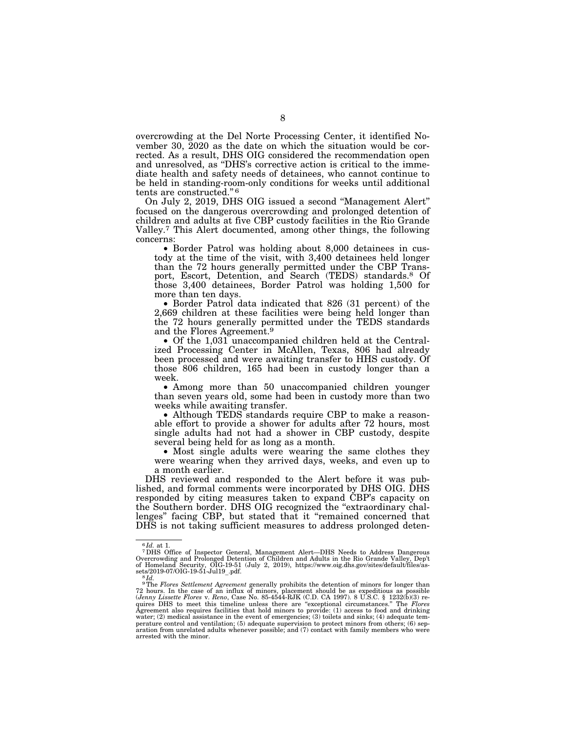overcrowding at the Del Norte Processing Center, it identified November 30, 2020 as the date on which the situation would be corrected. As a result, DHS OIG considered the recommendation open and unresolved, as "DHS's corrective action is critical to the immediate health and safety needs of detainees, who cannot continue to be held in standing-room-only conditions for weeks until additional tents are constructed."[6]

On July 2, 2019, DHS OIG issued a second "Management Alert" focused on the dangerous overcrowding and prolonged detention of children and adults at five CBP custody facilities in the Rio Grande Valley.[7] This Alert documented, among other things, the following concerns:

- Border Patrol was holding about 8,000 detainees in custody at the time of the visit, with 3,400 detainees held longer than the 72 hours generally permitted under the CBP Transport, Escort, Detention, and Search (TEDS) standards.[8] Of those 3,400 detainees, Border Patrol was holding 1,500 for more than ten days.
- Border Patrol data indicated that 826 (31 percent) of the 2,669 children at these facilities were being held longer than the 72 hours generally permitted under the TEDS standards and the Flores Agreement.[9]
- Of the 1,031 unaccompanied children held at the Centralized Processing Center in McAllen, Texas, 806 had already been processed and were awaiting transfer to HHS custody. Of those 806 children, 165 had been in custody longer than a week.
- Among more than 50 unaccompanied children younger than seven years old, some had been in custody more than two weeks while awaiting transfer.
- Although TEDS standards require CBP to make a reasonable effort to provide a shower for adults after 72 hours, most single adults had not had a shower in CBP custody, despite several being held for as long as a month.
- Most single adults were wearing the same clothes they were wearing when they arrived days, weeks, and even up to a month earlier.

DHS reviewed and responded to the Alert before it was published, and formal comments were incorporated by DHS OIG. DHS responded by citing measures taken to expand CBP's capacity on the Southern border. DHS OIG recognized the "extraordinary challenges" facing CBP, but stated that it "remained concerned that DHS is not taking sufficient measures to address prolonged deten-

---

[6] *Id.* at 1.

[7] DHS Office of Inspector General, Management Alert—DHS Needs to Address Dangerous Overcrowding and Prolonged Detention of Children and Adults in the Rio Grande Valley, Dep't of Homeland Security, OIG-19-51 (July 2, 2019), https://www.oig.dhs.gov/sites/default/files/assets/2019-07/OIG-19-51-Jul19_.pdf.

[8] *Id.*

[9] The *Flores Settlement Agreement* generally prohibits the detention of minors for longer than 72 hours. In the case of an influx of minors, placement should be as expeditious as possible (*Jenny Lissette Flores* v. *Reno*, Case No. 85-4544-RJK (C.D. CA 1997). 8 U.S.C. § 1232(b)(3) requires DHS to meet this timeline unless there are "exceptional circumstances." The *Flores* Agreement also requires facilities that hold minors to provide: (1) access to food and drinking water; (2) medical assistance in the event of emergencies; (3) toilets and sinks; (4) adequate temperature control and ventilation; (5) adequate supervision to protect minors from others; (6) separation from unrelated adults whenever possible; and (7) contact with family members who were arrested with the minor.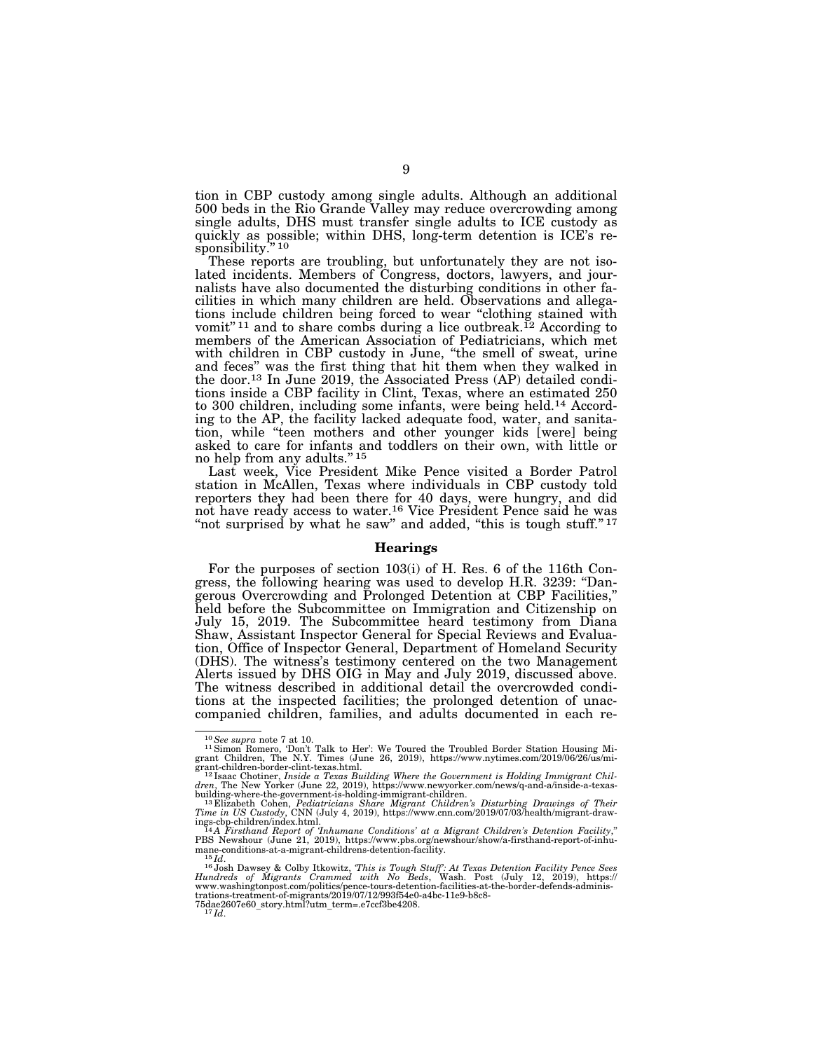tion in CBP custody among single adults. Although an additional 500 beds in the Rio Grande Valley may reduce overcrowding among single adults, DHS must transfer single adults to ICE custody as quickly as possible; within DHS, long-term detention is ICE's responsibility."[10]

These reports are troubling, but unfortunately they are not isolated incidents. Members of Congress, doctors, lawyers, and journalists have also documented the disturbing conditions in other facilities in which many children are held. Observations and allegations include children being forced to wear "clothing stained with vomit"[11] and to share combs during a lice outbreak.[12] According to members of the American Association of Pediatricians, which met with children in CBP custody in June, "the smell of sweat, urine and feces" was the first thing that hit them when they walked in the door.[13] In June 2019, the Associated Press (AP) detailed conditions inside a CBP facility in Clint, Texas, where an estimated 250 to 300 children, including some infants, were being held.[14] According to the AP, the facility lacked adequate food, water, and sanitation, while "teen mothers and other younger kids [were] being asked to care for infants and toddlers on their own, with little or no help from any adults."[15]

Last week, Vice President Mike Pence visited a Border Patrol station in McAllen, Texas where individuals in CBP custody told reporters they had been there for 40 days, were hungry, and did not have ready access to water.[16] Vice President Pence said he was "not surprised by what he saw" and added, "this is tough stuff."[17]

## Hearings

For the purposes of section 103(i) of H. Res. 6 of the 116th Congress, the following hearing was used to develop H.R. 3239: "Dangerous Overcrowding and Prolonged Detention at CBP Facilities," held before the Subcommittee on Immigration and Citizenship on July 15, 2019. The Subcommittee heard testimony from Diana Shaw, Assistant Inspector General for Special Reviews and Evaluation, Office of Inspector General, Department of Homeland Security (DHS). The witness's testimony centered on the two Management Alerts issued by DHS OIG in May and July 2019, discussed above. The witness described in additional detail the overcrowded conditions at the inspected facilities; the prolonged detention of unaccompanied children, families, and adults documented in each re-

---

[10] *See supra* note 7 at 10.

[11] Simon Romero, 'Don't Talk to Her': We Toured the Troubled Border Station Housing Migrant Children, The N.Y. Times (June 26, 2019), https://www.nytimes.com/2019/06/26/us/migrant-children-border-clint-texas.html.

[12] Isaac Chotiner, *Inside a Texas Building Where the Government is Holding Immigrant Children*, The New Yorker (June 22, 2019), https://www.newyorker.com/news/q-and-a/inside-a-texas-building-where-the-government-is-holding-immigrant-children.

[13] Elizabeth Cohen, *Pediatricians Share Migrant Children's Disturbing Drawings of Their Time in US Custody*, CNN (July 4, 2019), https://www.cnn.com/2019/07/03/health/migrant-drawings-cbp-children/index.html.

[14] *A Firsthand Report of 'Inhumane Conditions' at a Migrant Children's Detention Facility*," PBS Newshour (June 21, 2019), https://www.pbs.org/newshour/show/a-firsthand-report-of-inhumane-conditions-at-a-migrant-childrens-detention-facility.

[15] *Id*.

[16] Josh Dawsey & Colby Itkowitz, *'This is Tough Stuff': At Texas Detention Facility Pence Sees Hundreds of Migrants Crammed with No Beds*, Wash. Post (July 12, 2019), https://www.washingtonpost.com/politics/pence-tours-detention-facilities-at-the-border-defends-administrations-treatment-of-migrants/2019/07/12/993f54e0-a4bc-11e9-b8c8-75dae2607e60_story.html?utm_term=.e7ccf3be4208.

[17] *Id*.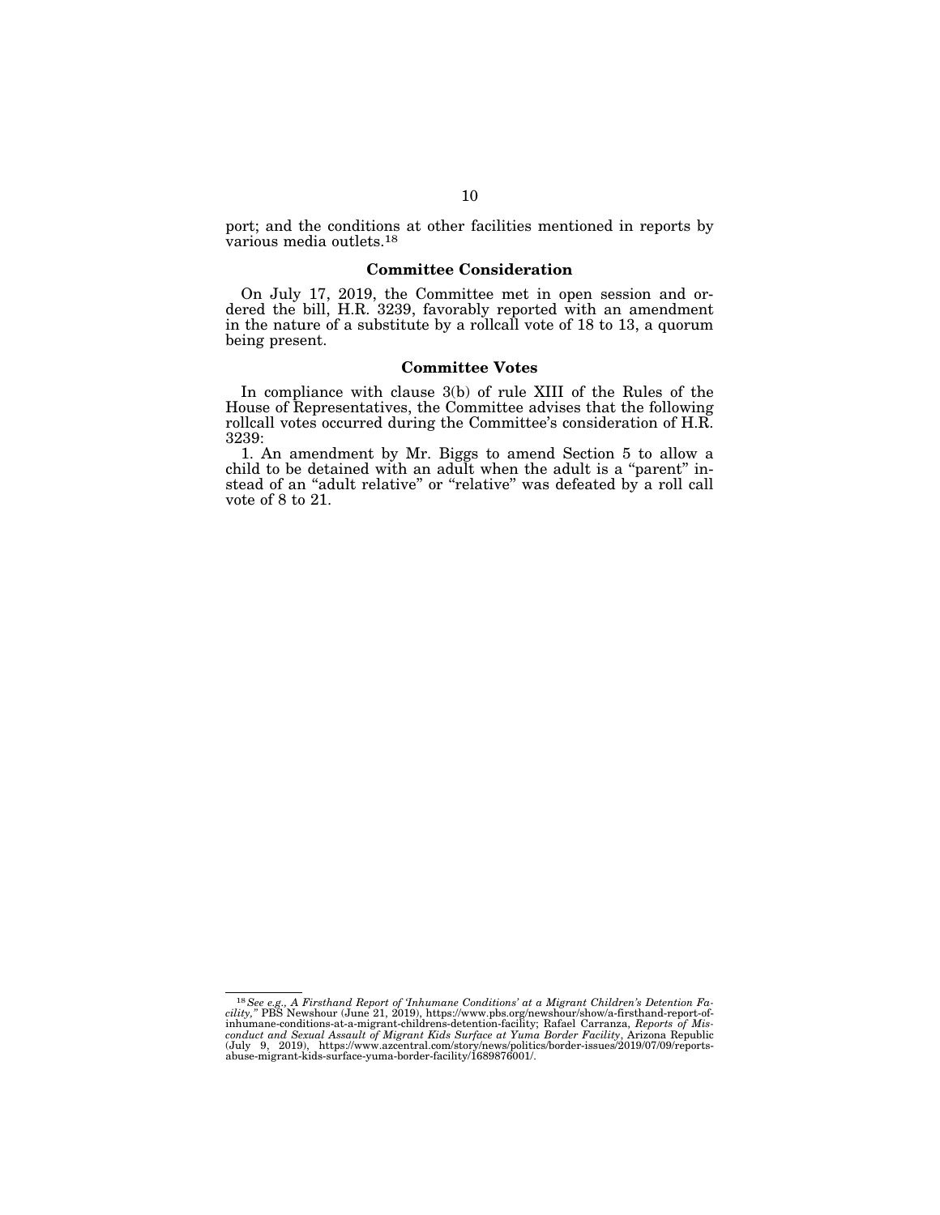port; and the conditions at other facilities mentioned in reports by various media outlets.[18]

## Committee Consideration

On July 17, 2019, the Committee met in open session and ordered the bill, H.R. 3239, favorably reported with an amendment in the nature of a substitute by a rollcall vote of 18 to 13, a quorum being present.

## Committee Votes

In compliance with clause 3(b) of rule XIII of the Rules of the House of Representatives, the Committee advises that the following rollcall votes occurred during the Committee's consideration of H.R. 3239:

1. An amendment by Mr. Biggs to amend Section 5 to allow a child to be detained with an adult when the adult is a "parent" instead of an "adult relative" or "relative" was defeated by a roll call vote of 8 to 21.

---

[18] *See e.g., A Firsthand Report of 'Inhumane Conditions' at a Migrant Children's Detention Facility,"* PBS Newshour (June 21, 2019), https://www.pbs.org/newshour/show/a-firsthand-report-of-inhumane-conditions-at-a-migrant-childrens-detention-facility; Rafael Carranza, *Reports of Misconduct and Sexual Assault of Migrant Kids Surface at Yuma Border Facility*, Arizona Republic (July 9, 2019), https://www.azcentral.com/story/news/politics/border-issues/2019/07/09/reports-abuse-migrant-kids-surface-yuma-border-facility/1689876001/.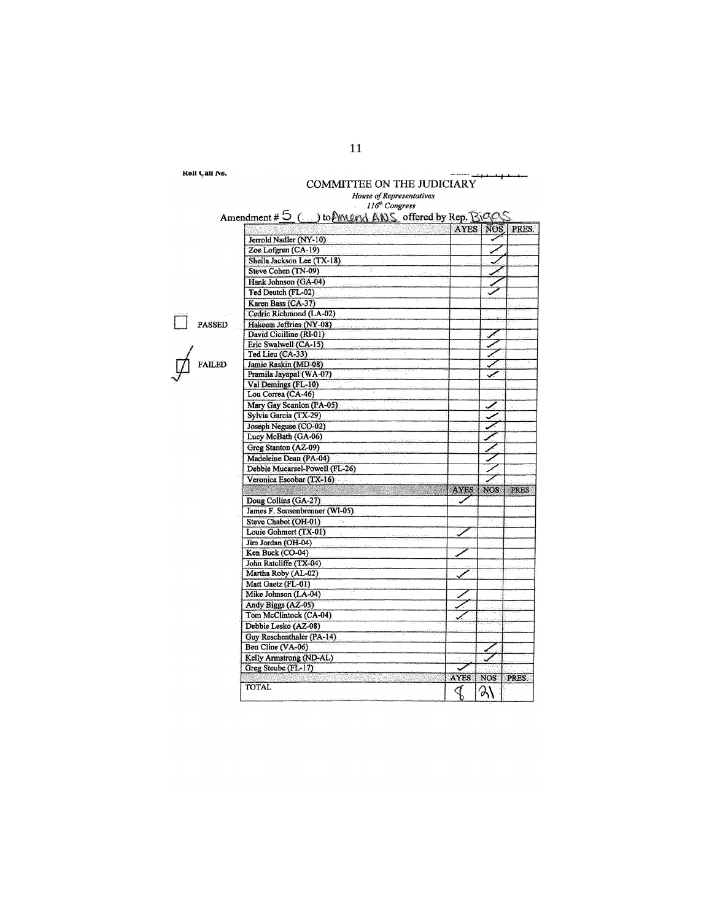Roll Call No.

COMMITTEE ON THE JUDICIARY

*House of Representatives*

*116th Congress*

Amendment # 5 ( ) to Amend ANS offered by Rep. Biggs

☐ PASSED

☑ FAILED

| | AYES | NOS | PRES. |
|---|---|---|---|
| Jerrold Nadler (NY-10) | | ✓ | |
| Zoe Lofgren (CA-19) | | ✓ | |
| Sheila Jackson Lee (TX-18) | | ✓ | |
| Steve Cohen (TN-09) | | ✓ | |
| Hank Johnson (GA-04) | | ✓ | |
| Ted Deutch (FL-02) | | ✓ | |
| Karen Bass (CA-37) | | | |
| Cedric Richmond (LA-02) | | | |
| Hakeem Jeffries (NY-08) | | | |
| David Cicilline (RI-01) | | ✓ | |
| Eric Swalwell (CA-15) | | ✓ | |
| Ted Lieu (CA-33) | | ✓ | |
| Jamie Raskin (MD-08) | | ✓ | |
| Pramila Jayapal (WA-07) | | ✓ | |
| Val Demings (FL-10) | | | |
| Lou Correa (CA-46) | | | |
| Mary Gay Scanlon (PA-05) | | ✓ | |
| Sylvia Garcia (TX-29) | | ✓ | |
| Joseph Neguse (CO-02) | | ✓ | |
| Lucy McBath (GA-06) | | ✓ | |
| Greg Stanton (AZ-09) | | ✓ | |
| Madeleine Dean (PA-04) | | ✓ | |
| Debbie Mucarsel-Powell (FL-26) | | ✓ | |
| Veronica Escobar (TX-16) | | ✓ | |
| | **AYES** | **NOS** | **PRES** |
| Doug Collins (GA-27) | ✓ | | |
| James F. Sensenbrenner (WI-05) | | | |
| Steve Chabot (OH-01) | | | |
| Louie Gohmert (TX-01) | ✓ | | |
| Jim Jordan (OH-04) | | | |
| Ken Buck (CO-04) | ✓ | | |
| John Ratcliffe (TX-04) | | | |
| Martha Roby (AL-02) | ✓ | | |
| Matt Gaetz (FL-01) | | | |
| Mike Johnson (LA-04) | ✓ | | |
| Andy Biggs (AZ-05) | ✓ | | |
| Tom McClintock (CA-04) | ✓ | | |
| Debbie Lesko (AZ-08) | | | |
| Guy Reschenthaler (PA-14) | | | |
| Ben Cline (VA-06) | | ✓ | |
| Kelly Armstrong (ND-AL) | | ✓ | |
| Greg Steube (FL-17) | ✓ | | |
| | **AYES** | **NOS** | **PRES.** |
| TOTAL | 8 | 21 | |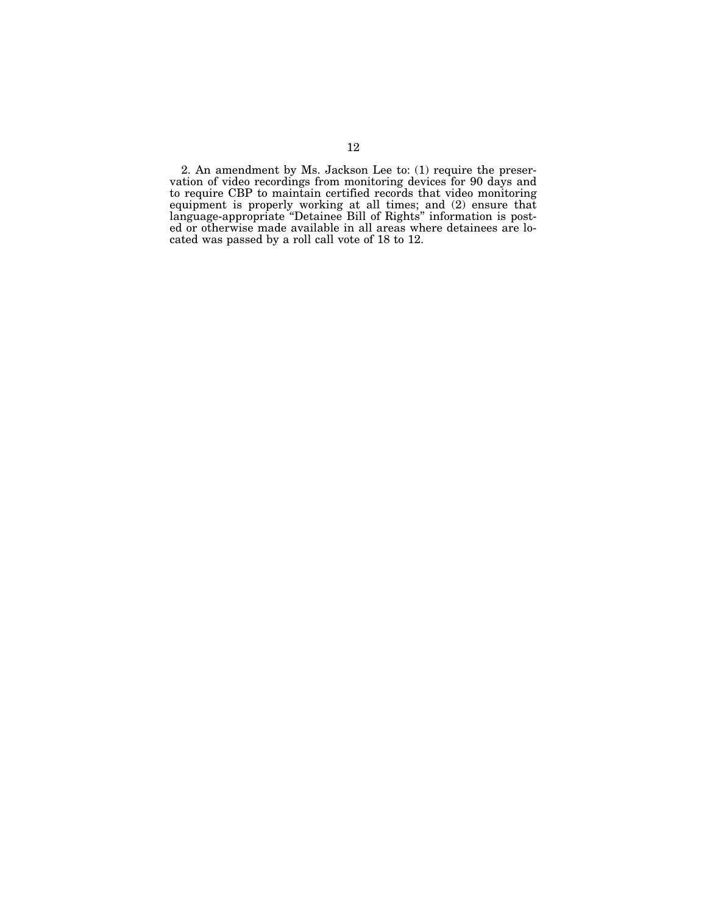2. An amendment by Ms. Jackson Lee to: (1) require the preservation of video recordings from monitoring devices for 90 days and to require CBP to maintain certified records that video monitoring equipment is properly working at all times; and (2) ensure that language-appropriate "Detainee Bill of Rights" information is posted or otherwise made available in all areas where detainees are located was passed by a roll call vote of 18 to 12.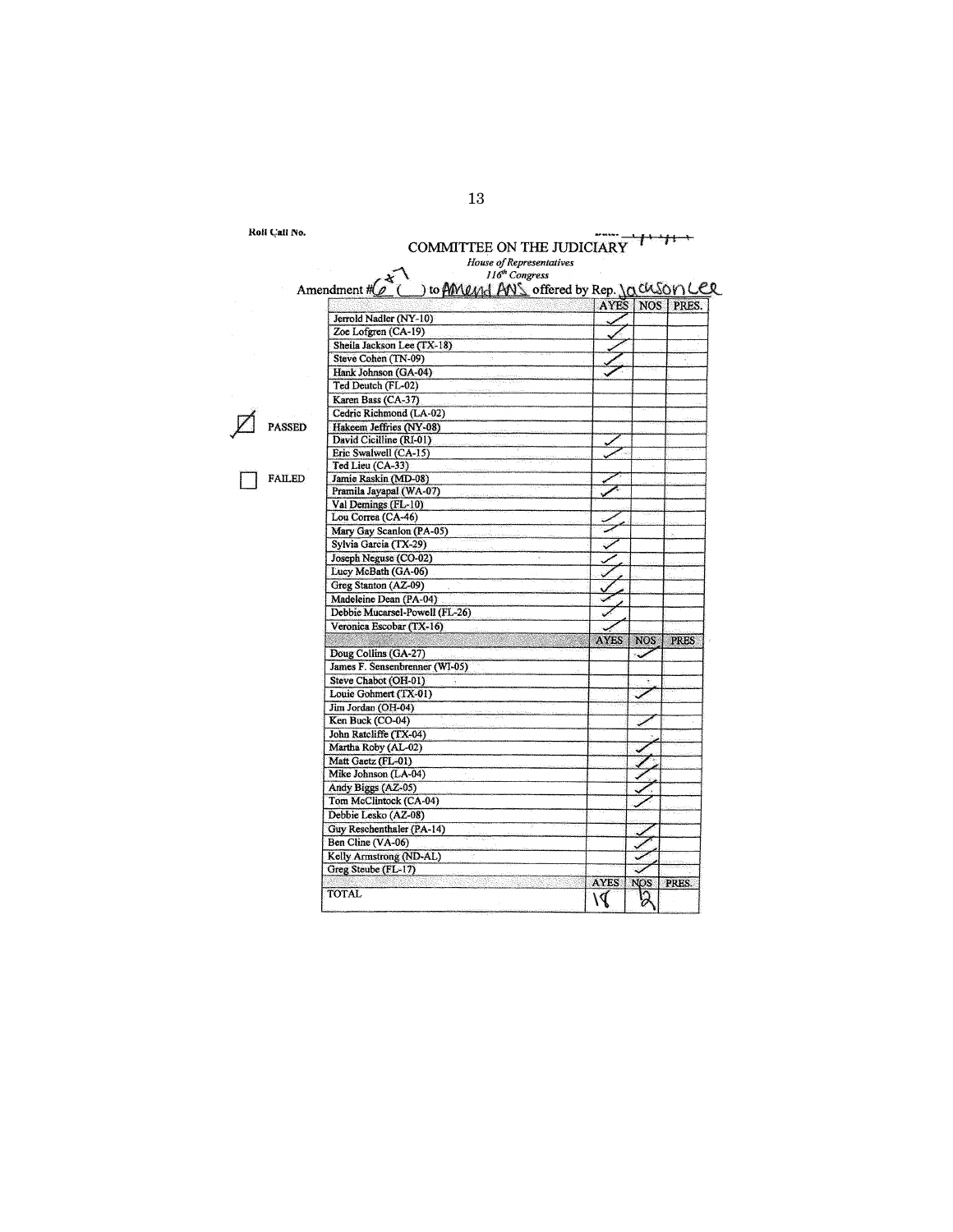Roll Call No.

Date: 1/1/41

COMMITTEE ON THE JUDICIARY

*House of Representatives*
*116th Congress*

Amendment #6 (7) to Amend ANS offered by Rep. Jackson Lee

☑ PASSED

☐ FAILED

| | AYES | NOS | PRES. |
|---|---|---|---|
| Jerrold Nadler (NY-10) | ✓ | | |
| Zoe Lofgren (CA-19) | ✓ | | |
| Sheila Jackson Lee (TX-18) | ✓ | | |
| Steve Cohen (TN-09) | ✓ | | |
| Hank Johnson (GA-04) | ✓ | | |
| Ted Deutch (FL-02) | | | |
| Karen Bass (CA-37) | | | |
| Cedric Richmond (LA-02) | | | |
| Hakeem Jeffries (NY-08) | | | |
| David Cicilline (RI-01) | ✓ | | |
| Eric Swalwell (CA-15) | ✓ | | |
| Ted Lieu (CA-33) | | | |
| Jamie Raskin (MD-08) | ✓ | | |
| Pramila Jayapal (WA-07) | ✓ | | |
| Val Demings (FL-10) | | | |
| Lou Correa (CA-46) | ✓ | | |
| Mary Gay Scanlon (PA-05) | ✓ | | |
| Sylvia Garcia (TX-29) | ✓ | | |
| Joseph Neguse (CO-02) | ✓ | | |
| Lucy McBath (GA-06) | ✓ | | |
| Greg Stanton (AZ-09) | ✓ | | |
| Madeleine Dean (PA-04) | ✓ | | |
| Debbie Mucarsel-Powell (FL-26) | ✓ | | |
| Veronica Escobar (TX-16) | ✓ | | |
| | **AYES** | **NOS** | **PRES** |
| Doug Collins (GA-27) | | ✓ | |
| James F. Sensenbrenner (WI-05) | | | |
| Steve Chabot (OH-01) | | | |
| Louie Gohmert (TX-01) | | ✓ | |
| Jim Jordan (OH-04) | | | |
| Ken Buck (CO-04) | | ✓ | |
| John Ratcliffe (TX-04) | | | |
| Martha Roby (AL-02) | | ✓ | |
| Matt Gaetz (FL-01) | | ✓ | |
| Mike Johnson (LA-04) | | ✓ | |
| Andy Biggs (AZ-05) | | ✓ | |
| Tom McClintock (CA-04) | | ✓ | |
| Debbie Lesko (AZ-08) | | | |
| Guy Reschenthaler (PA-14) | | ✓ | |
| Ben Cline (VA-06) | | ✓ | |
| Kelly Armstrong (ND-AL) | | ✓ | |
| Greg Steube (FL-17) | | ✓ | |
| | **AYES** | **NOS** | **PRES.** |
| TOTAL | 18 | 12 | |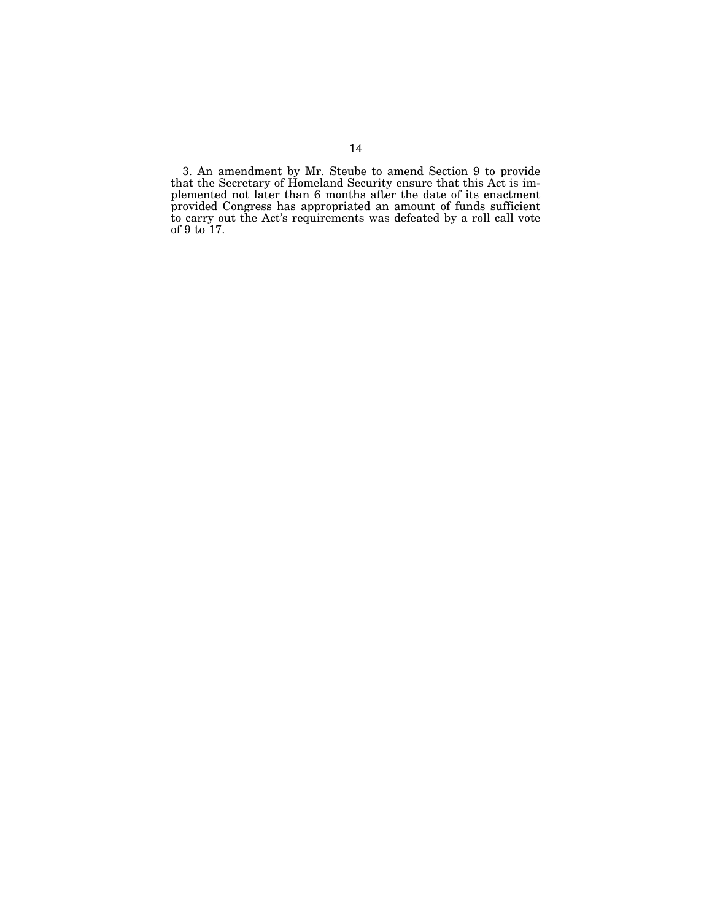3. An amendment by Mr. Steube to amend Section 9 to provide that the Secretary of Homeland Security ensure that this Act is implemented not later than 6 months after the date of its enactment provided Congress has appropriated an amount of funds sufficient to carry out the Act's requirements was defeated by a roll call vote of 9 to 17.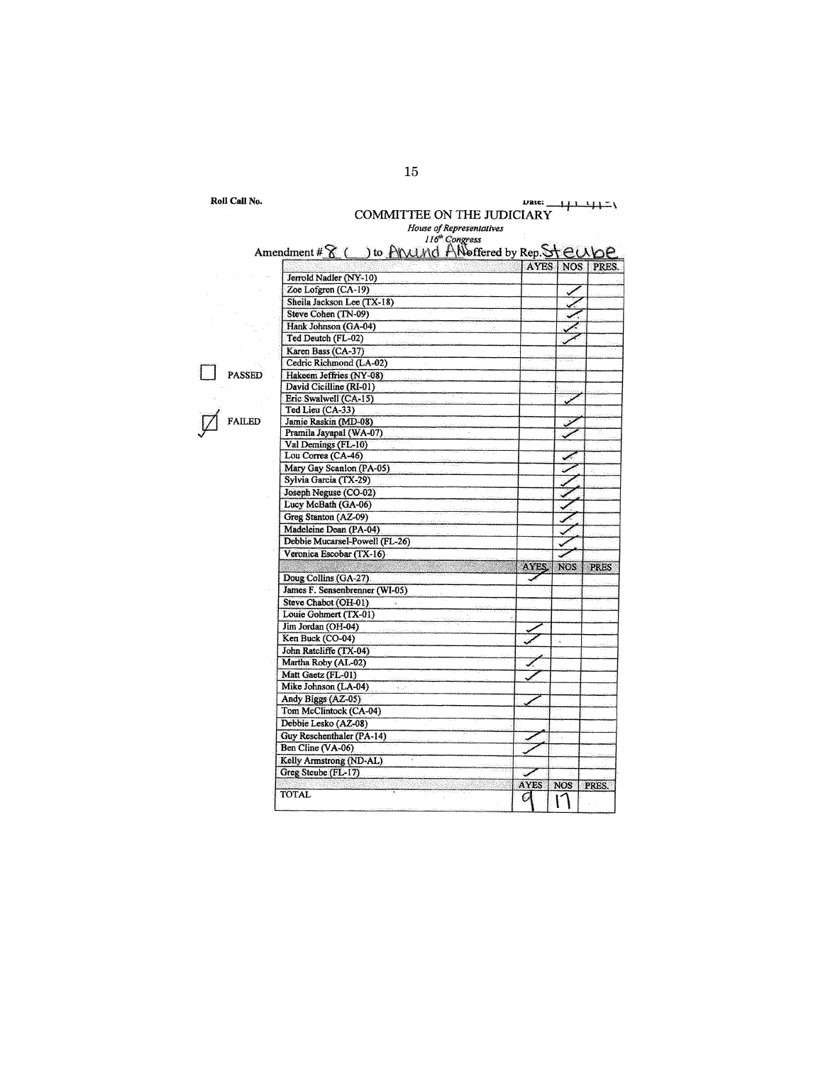Roll Call No.

Date: 11/14/21

COMMITTEE ON THE JUDICIARY

*House of Representatives*

*116th Congress*

Amendment # 8 ( ) to Amnd ANS offered by Rep. Steube

☐ PASSED

☑ FAILED

| | AYES | NOS | PRES. |
|---|---|---|---|
| Jerrold Nadler (NY-10) | | | |
| Zoe Lofgren (CA-19) | | ✓ | |
| Sheila Jackson Lee (TX-18) | | ✓ | |
| Steve Cohen (TN-09) | | ✓ | |
| Hank Johnson (GA-04) | | ✓ | |
| Ted Deutch (FL-02) | | ✓ | |
| Karen Bass (CA-37) | | | |
| Cedric Richmond (LA-02) | | | |
| Hakeem Jeffries (NY-08) | | | |
| David Cicilline (RI-01) | | | |
| Eric Swalwell (CA-15) | | ✓ | |
| Ted Lieu (CA-33) | | | |
| Jamie Raskin (MD-08) | | ✓ | |
| Pramila Jayapal (WA-07) | | ✓ | |
| Val Demings (FL-10) | | | |
| Lou Correa (CA-46) | | ✓ | |
| Mary Gay Scanlon (PA-05) | | ✓ | |
| Sylvia Garcia (TX-29) | | ✓ | |
| Joseph Neguse (CO-02) | | ✓ | |
| Lucy McBath (GA-06) | | ✓ | |
| Greg Stanton (AZ-09) | | ✓ | |
| Madeleine Dean (PA-04) | | ✓ | |
| Debbie Mucarsel-Powell (FL-26) | | ✓ | |
| Veronica Escobar (TX-16) | | ✓ | |
| | **AYES** | **NOS** | **PRES** |
| Doug Collins (GA-27) | ✓ | | |
| James F. Sensenbrenner (WI-05) | | | |
| Steve Chabot (OH-01) | | | |
| Louie Gohmert (TX-01) | | | |
| Jim Jordan (OH-04) | ✓ | | |
| Ken Buck (CO-04) | ✓ | | |
| John Ratcliffe (TX-04) | | | |
| Martha Roby (AL-02) | ✓ | | |
| Matt Gaetz (FL-01) | ✓ | | |
| Mike Johnson (LA-04) | | | |
| Andy Biggs (AZ-05) | ✓ | | |
| Tom McClintock (CA-04) | | | |
| Debbie Lesko (AZ-08) | | | |
| Guy Reschenthaler (PA-14) | ✓ | | |
| Ben Cline (VA-06) | ✓ | | |
| Kelly Armstrong (ND-AL) | | | |
| Greg Steube (FL-17) | ✓ | | |
| | **AYES** | **NOS** | **PRES.** |
| TOTAL | 9 | 17 | |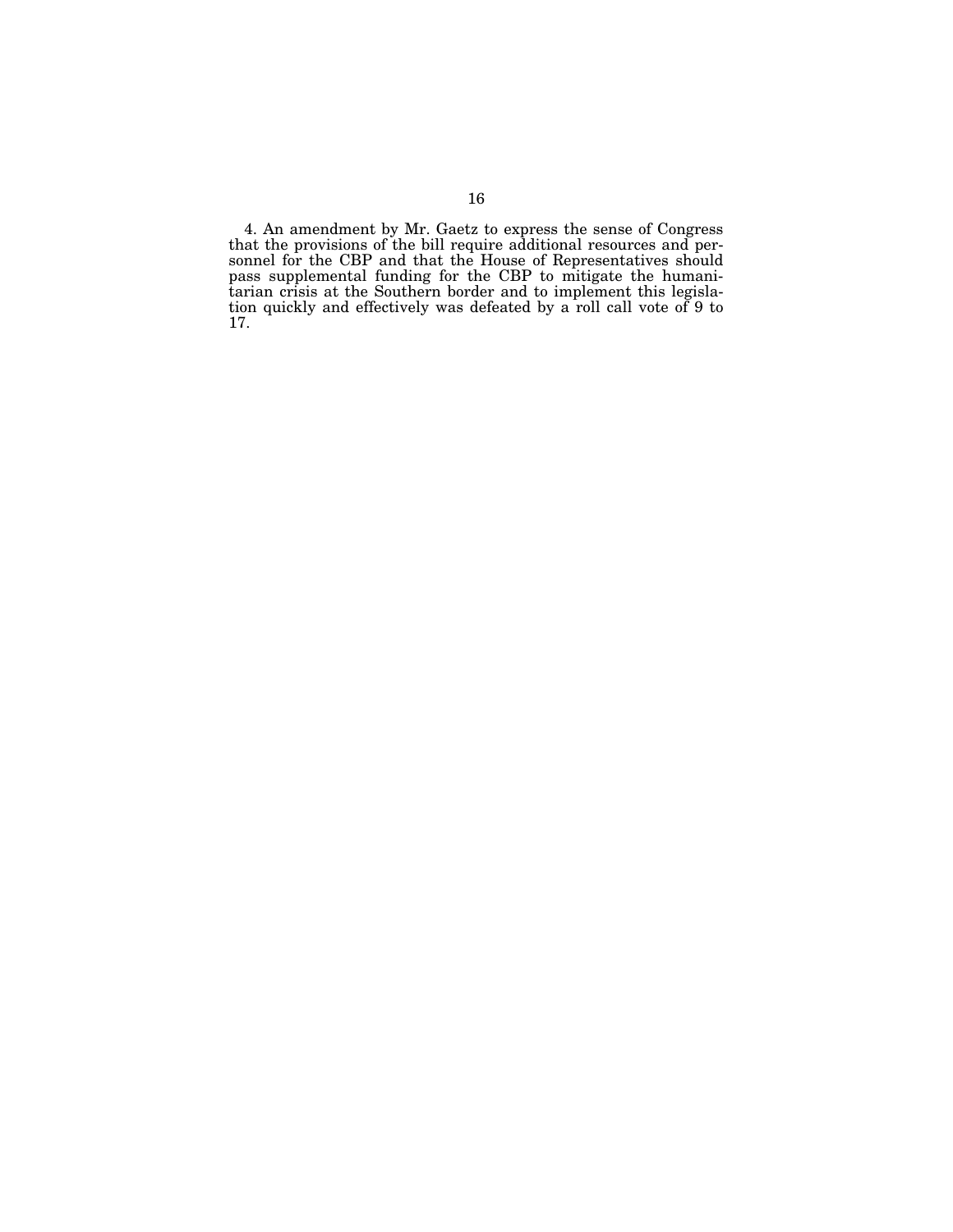4. An amendment by Mr. Gaetz to express the sense of Congress that the provisions of the bill require additional resources and personnel for the CBP and that the House of Representatives should pass supplemental funding for the CBP to mitigate the humanitarian crisis at the Southern border and to implement this legislation quickly and effectively was defeated by a roll call vote of 9 to 17.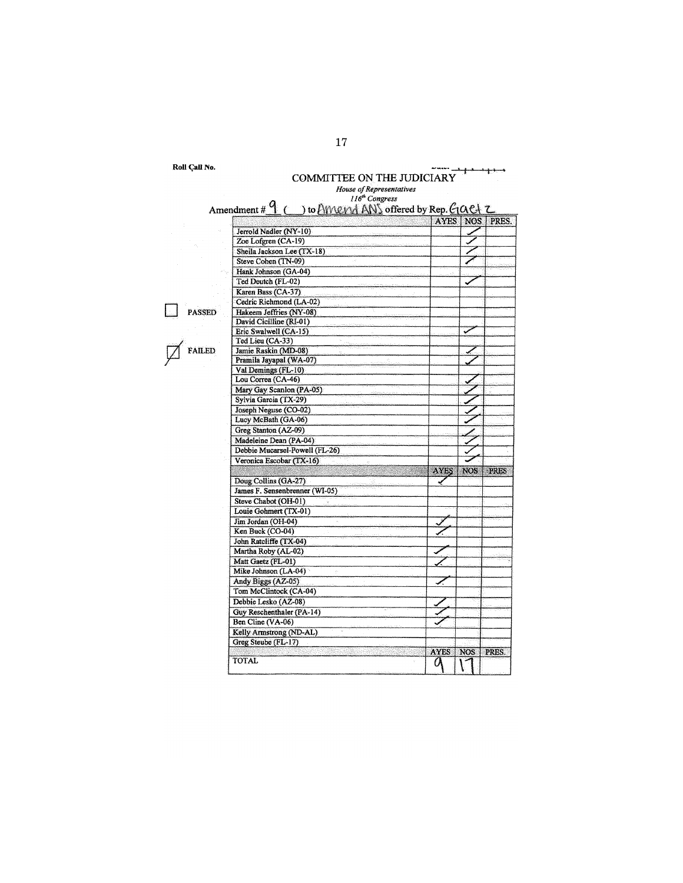Roll Call No.

Date: ___

COMMITTEE ON THE JUDICIARY

*House of Representatives*

*116th Congress*

Amendment # 9 ( ) to Amend ANS offered by Rep. Gaetz

☐ PASSED

☒ FAILED

| | AYES | NOS | PRES. |
|---|---|---|---|
| Jerrold Nadler (NY-10) | | ✓ | |
| Zoe Lofgren (CA-19) | | ✓ | |
| Sheila Jackson Lee (TX-18) | | ✓ | |
| Steve Cohen (TN-09) | | ✓ | |
| Hank Johnson (GA-04) | | | |
| Ted Deutch (FL-02) | | ✓ | |
| Karen Bass (CA-37) | | | |
| Cedric Richmond (LA-02) | | | |
| Hakeem Jeffries (NY-08) | | | |
| David Cicilline (RI-01) | | | |
| Eric Swalwell (CA-15) | | ✓ | |
| Ted Lieu (CA-33) | | | |
| Jamie Raskin (MD-08) | | ✓ | |
| Pramila Jayapal (WA-07) | | ✓ | |
| Val Demings (FL-10) | | | |
| Lou Correa (CA-46) | | ✓ | |
| Mary Gay Scanlon (PA-05) | | ✓ | |
| Sylvia Garcia (TX-29) | | ✓ | |
| Joseph Neguse (CO-02) | | ✓ | |
| Lucy McBath (GA-06) | | ✓ | |
| Greg Stanton (AZ-09) | | ✓ | |
| Madeleine Dean (PA-04) | | ✓ | |
| Debbie Mucarsel-Powell (FL-26) | | ✓ | |
| Veronica Escobar (TX-16) | | ✓ | |
| | **AYES** | **NOS** | **PRES** |
| Doug Collins (GA-27) | ✓ | | |
| James F. Sensenbrenner (WI-05) | | | |
| Steve Chabot (OH-01) | | | |
| Louie Gohmert (TX-01) | | | |
| Jim Jordan (OH-04) | ✓ | | |
| Ken Buck (CO-04) | ✓ | | |
| John Ratcliffe (TX-04) | | | |
| Martha Roby (AL-02) | ✓ | | |
| Matt Gaetz (FL-01) | ✓ | | |
| Mike Johnson (LA-04) | | | |
| Andy Biggs (AZ-05) | ✓ | | |
| Tom McClintock (CA-04) | | | |
| Debbie Lesko (AZ-08) | ✓ | | |
| Guy Reschenthaler (PA-14) | ✓ | | |
| Ben Cline (VA-06) | ✓ | | |
| Kelly Armstrong (ND-AL) | | | |
| Greg Steube (FL-17) | | | |
| | **AYES** | **NOS** | **PRES.** |
| TOTAL | 9 | 17 | |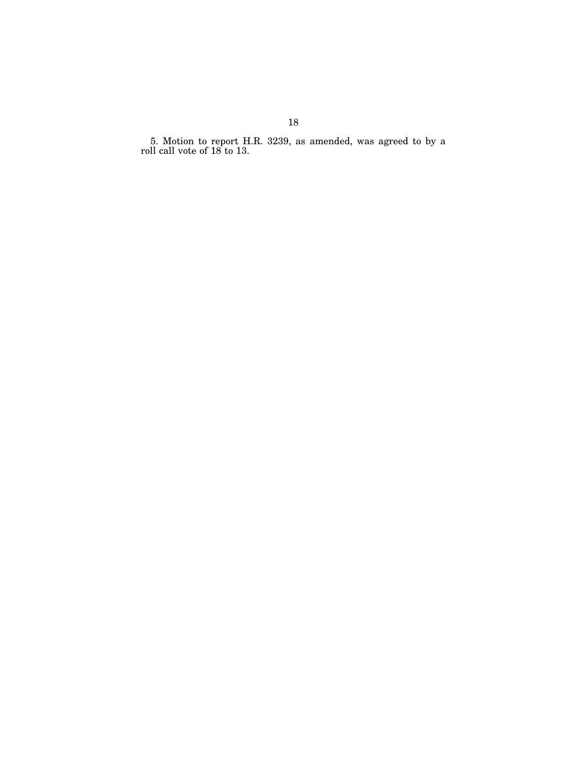5. Motion to report H.R. 3239, as amended, was agreed to by a roll call vote of 18 to 13.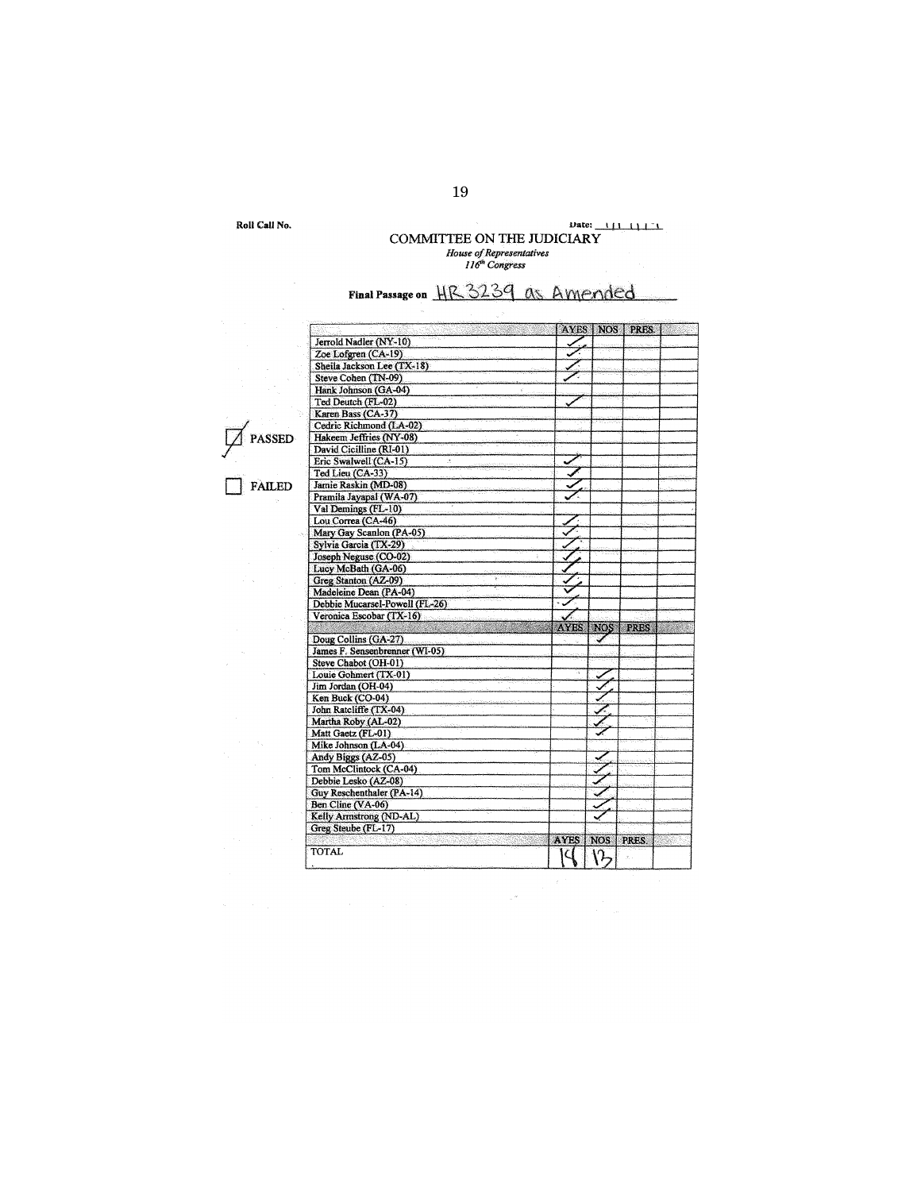Roll Call No.

Date: 11 11 1

## COMMITTEE ON THE JUDICIARY

*House of Representatives*
*116th Congress*

**Final Passage on** HR 3239 as Amended

☑ PASSED

☐ FAILED

| | AYES | NOS | PRES. | |
|---|---|---|---|---|
| Jerrold Nadler (NY-10) | ✓ | | | |
| Zoe Lofgren (CA-19) | ✓ | | | |
| Sheila Jackson Lee (TX-18) | ✓ | | | |
| Steve Cohen (TN-09) | ✓ | | | |
| Hank Johnson (GA-04) | | | | |
| Ted Deutch (FL-02) | ✓ | | | |
| Karen Bass (CA-37) | | | | |
| Cedric Richmond (LA-02) | | | | |
| Hakeem Jeffries (NY-08) | | | | |
| David Cicilline (RI-01) | | | | |
| Eric Swalwell (CA-15) | ✓ | | | |
| Ted Lieu (CA-33) | ✓ | | | |
| Jamie Raskin (MD-08) | ✓ | | | |
| Pramila Jayapal (WA-07) | ✓ | | | |
| Val Demings (FL-10) | | | | |
| Lou Correa (CA-46) | ✓ | | | |
| Mary Gay Scanlon (PA-05) | ✓ | | | |
| Sylvia Garcia (TX-29) | ✓ | | | |
| Joseph Neguse (CO-02) | ✓ | | | |
| Lucy McBath (GA-06) | ✓ | | | |
| Greg Stanton (AZ-09) | ✓ | | | |
| Madeleine Dean (PA-04) | ✓ | | | |
| Debbie Mucarsel-Powell (FL-26) | ✓ | | | |
| Veronica Escobar (TX-16) | ✓ | | | |
| | AYES | NOS | PRES. | |
| Doug Collins (GA-27) | | ✓ | | |
| James F. Sensenbrenner (WI-05) | | | | |
| Steve Chabot (OH-01) | | | | |
| Louie Gohmert (TX-01) | | ✓ | | |
| Jim Jordan (OH-04) | | ✓ | | |
| Ken Buck (CO-04) | | ✓ | | |
| John Ratcliffe (TX-04) | | ✓ | | |
| Martha Roby (AL-02) | | ✓ | | |
| Matt Gaetz (FL-01) | | ✓ | | |
| Mike Johnson (LA-04) | | | | |
| Andy Biggs (AZ-05) | | ✓ | | |
| Tom McClintock (CA-04) | | ✓ | | |
| Debbie Lesko (AZ-08) | | ✓ | | |
| Guy Reschenthaler (PA-14) | | ✓ | | |
| Ben Cline (VA-06) | | ✓ | | |
| Kelly Armstrong (ND-AL) | | ✓ | | |
| Greg Steube (FL-17) | | | | |
| | AYES | NOS | PRES. | |
| TOTAL | 18 | 13 | | |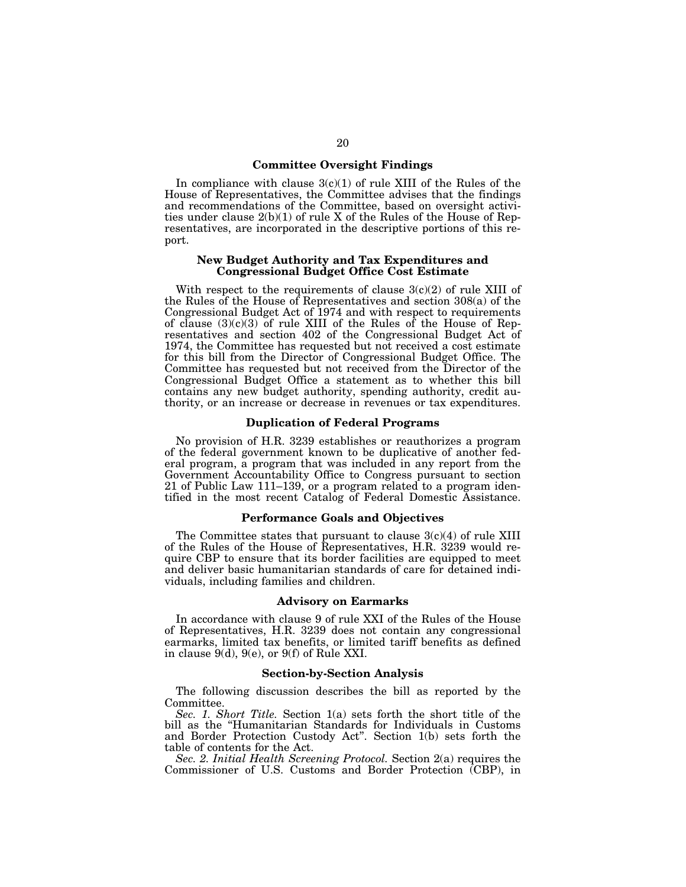## Committee Oversight Findings

In compliance with clause 3(c)(1) of rule XIII of the Rules of the House of Representatives, the Committee advises that the findings and recommendations of the Committee, based on oversight activities under clause 2(b)(1) of rule X of the Rules of the House of Representatives, are incorporated in the descriptive portions of this report.

## New Budget Authority and Tax Expenditures and Congressional Budget Office Cost Estimate

With respect to the requirements of clause 3(c)(2) of rule XIII of the Rules of the House of Representatives and section 308(a) of the Congressional Budget Act of 1974 and with respect to requirements of clause (3)(c)(3) of rule XIII of the Rules of the House of Representatives and section 402 of the Congressional Budget Act of 1974, the Committee has requested but not received a cost estimate for this bill from the Director of Congressional Budget Office. The Committee has requested but not received from the Director of the Congressional Budget Office a statement as to whether this bill contains any new budget authority, spending authority, credit authority, or an increase or decrease in revenues or tax expenditures.

## Duplication of Federal Programs

No provision of H.R. 3239 establishes or reauthorizes a program of the federal government known to be duplicative of another federal program, a program that was included in any report from the Government Accountability Office to Congress pursuant to section 21 of Public Law 111–139, or a program related to a program identified in the most recent Catalog of Federal Domestic Assistance.

## Performance Goals and Objectives

The Committee states that pursuant to clause 3(c)(4) of rule XIII of the Rules of the House of Representatives, H.R. 3239 would require CBP to ensure that its border facilities are equipped to meet and deliver basic humanitarian standards of care for detained individuals, including families and children.

## Advisory on Earmarks

In accordance with clause 9 of rule XXI of the Rules of the House of Representatives, H.R. 3239 does not contain any congressional earmarks, limited tax benefits, or limited tariff benefits as defined in clause 9(d), 9(e), or 9(f) of Rule XXI.

## Section-by-Section Analysis

The following discussion describes the bill as reported by the Committee.

*Sec. 1. Short Title.* Section 1(a) sets forth the short title of the bill as the "Humanitarian Standards for Individuals in Customs and Border Protection Custody Act". Section 1(b) sets forth the table of contents for the Act.

*Sec. 2. Initial Health Screening Protocol.* Section 2(a) requires the Commissioner of U.S. Customs and Border Protection (CBP), in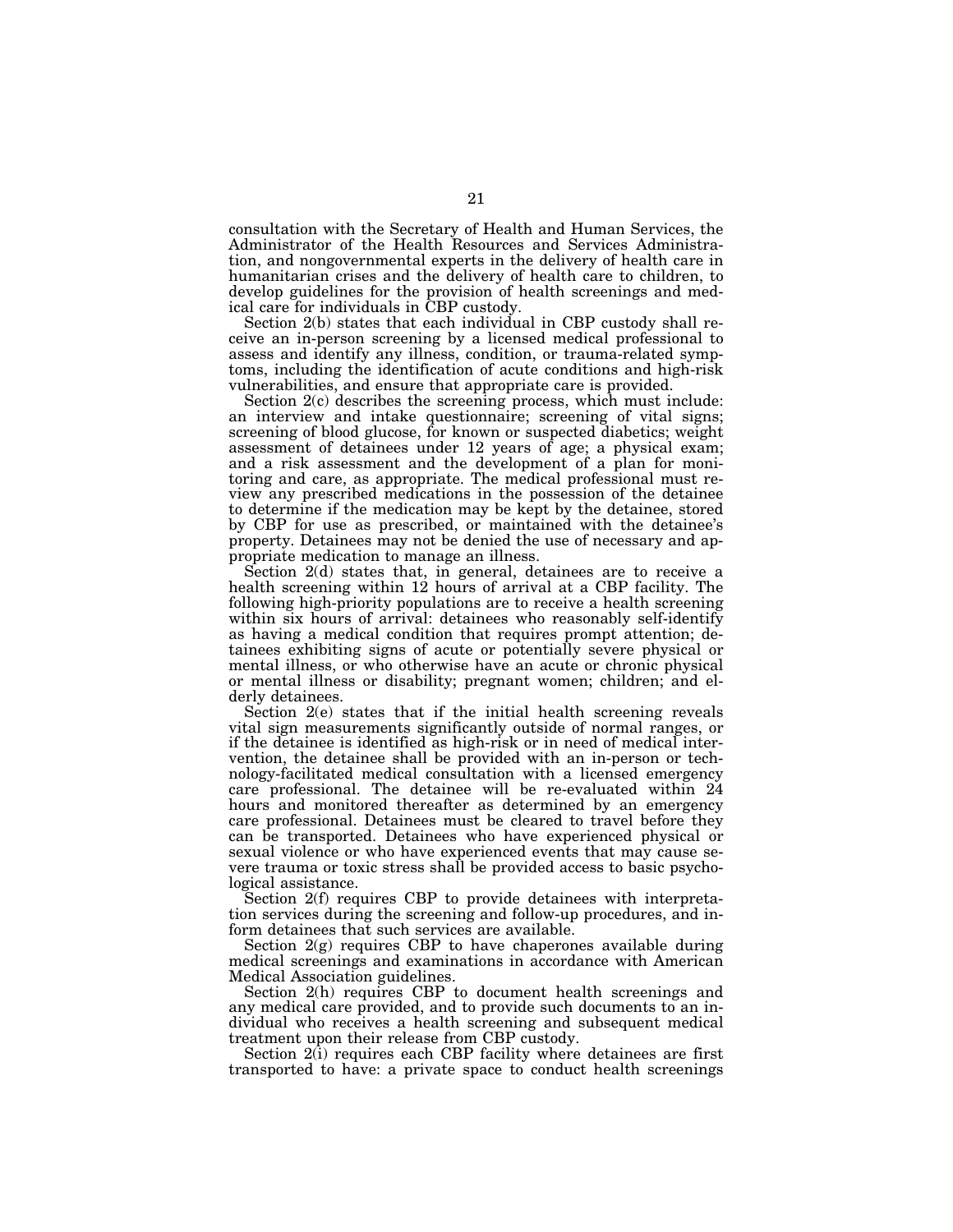consultation with the Secretary of Health and Human Services, the Administrator of the Health Resources and Services Administration, and nongovernmental experts in the delivery of health care in humanitarian crises and the delivery of health care to children, to develop guidelines for the provision of health screenings and medical care for individuals in CBP custody.

Section 2(b) states that each individual in CBP custody shall receive an in-person screening by a licensed medical professional to assess and identify any illness, condition, or trauma-related symptoms, including the identification of acute conditions and high-risk vulnerabilities, and ensure that appropriate care is provided.

Section 2(c) describes the screening process, which must include: an interview and intake questionnaire; screening of vital signs; screening of blood glucose, for known or suspected diabetics; weight assessment of detainees under 12 years of age; a physical exam; and a risk assessment and the development of a plan for monitoring and care, as appropriate. The medical professional must review any prescribed medications in the possession of the detainee to determine if the medication may be kept by the detainee, stored by CBP for use as prescribed, or maintained with the detainee's property. Detainees may not be denied the use of necessary and appropriate medication to manage an illness.

Section 2(d) states that, in general, detainees are to receive a health screening within 12 hours of arrival at a CBP facility. The following high-priority populations are to receive a health screening within six hours of arrival: detainees who reasonably self-identify as having a medical condition that requires prompt attention; detainees exhibiting signs of acute or potentially severe physical or mental illness, or who otherwise have an acute or chronic physical or mental illness or disability; pregnant women; children; and elderly detainees.

Section 2(e) states that if the initial health screening reveals vital sign measurements significantly outside of normal ranges, or if the detainee is identified as high-risk or in need of medical intervention, the detainee shall be provided with an in-person or technology-facilitated medical consultation with a licensed emergency care professional. The detainee will be re-evaluated within 24 hours and monitored thereafter as determined by an emergency care professional. Detainees must be cleared to travel before they can be transported. Detainees who have experienced physical or sexual violence or who have experienced events that may cause severe trauma or toxic stress shall be provided access to basic psychological assistance.

Section 2(f) requires CBP to provide detainees with interpretation services during the screening and follow-up procedures, and inform detainees that such services are available.

Section 2(g) requires CBP to have chaperones available during medical screenings and examinations in accordance with American Medical Association guidelines.

Section 2(h) requires CBP to document health screenings and any medical care provided, and to provide such documents to an individual who receives a health screening and subsequent medical treatment upon their release from CBP custody.

Section 2(i) requires each CBP facility where detainees are first transported to have: a private space to conduct health screenings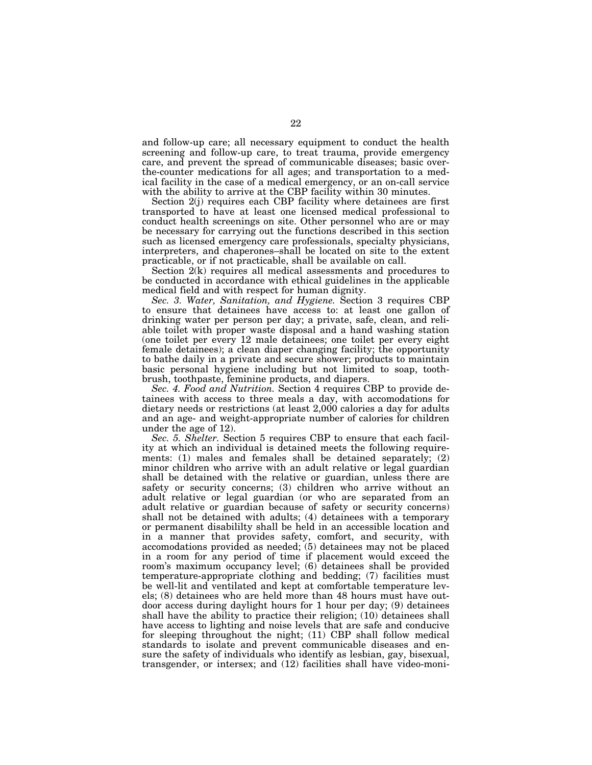and follow-up care; all necessary equipment to conduct the health screening and follow-up care, to treat trauma, provide emergency care, and prevent the spread of communicable diseases; basic over-the-counter medications for all ages; and transportation to a medical facility in the case of a medical emergency, or an on-call service with the ability to arrive at the CBP facility within 30 minutes.

Section 2(j) requires each CBP facility where detainees are first transported to have at least one licensed medical professional to conduct health screenings on site. Other personnel who are or may be necessary for carrying out the functions described in this section such as licensed emergency care professionals, specialty physicians, interpreters, and chaperones–shall be located on site to the extent practicable, or if not practicable, shall be available on call.

Section 2(k) requires all medical assessments and procedures to be conducted in accordance with ethical guidelines in the applicable medical field and with respect for human dignity.

*Sec. 3. Water, Sanitation, and Hygiene.* Section 3 requires CBP to ensure that detainees have access to: at least one gallon of drinking water per person per day; a private, safe, clean, and reliable toilet with proper waste disposal and a hand washing station (one toilet per every 12 male detainees; one toilet per every eight female detainees); a clean diaper changing facility; the opportunity to bathe daily in a private and secure shower; products to maintain basic personal hygiene including but not limited to soap, toothbrush, toothpaste, feminine products, and diapers.

*Sec. 4. Food and Nutrition.* Section 4 requires CBP to provide detainees with access to three meals a day, with accomodations for dietary needs or restrictions (at least 2,000 calories a day for adults and an age- and weight-appropriate number of calories for children under the age of 12).

*Sec. 5. Shelter.* Section 5 requires CBP to ensure that each facility at which an individual is detained meets the following requirements: (1) males and females shall be detained separately; (2) minor children who arrive with an adult relative or legal guardian shall be detained with the relative or guardian, unless there are safety or security concerns; (3) children who arrive without an adult relative or legal guardian (or who are separated from an adult relative or guardian because of safety or security concerns) shall not be detained with adults; (4) detainees with a temporary or permanent disabililty shall be held in an accessible location and in a manner that provides safety, comfort, and security, with accomodations provided as needed; (5) detainees may not be placed in a room for any period of time if placement would exceed the room's maximum occupancy level; (6) detainees shall be provided temperature-appropriate clothing and bedding; (7) facilities must be well-lit and ventilated and kept at comfortable temperature levels; (8) detainees who are held more than 48 hours must have outdoor access during daylight hours for 1 hour per day; (9) detainees shall have the ability to practice their religion; (10) detainees shall have access to lighting and noise levels that are safe and conducive for sleeping throughout the night; (11) CBP shall follow medical standards to isolate and prevent communicable diseases and ensure the safety of individuals who identify as lesbian, gay, bisexual, transgender, or intersex; and (12) facilities shall have video-moni-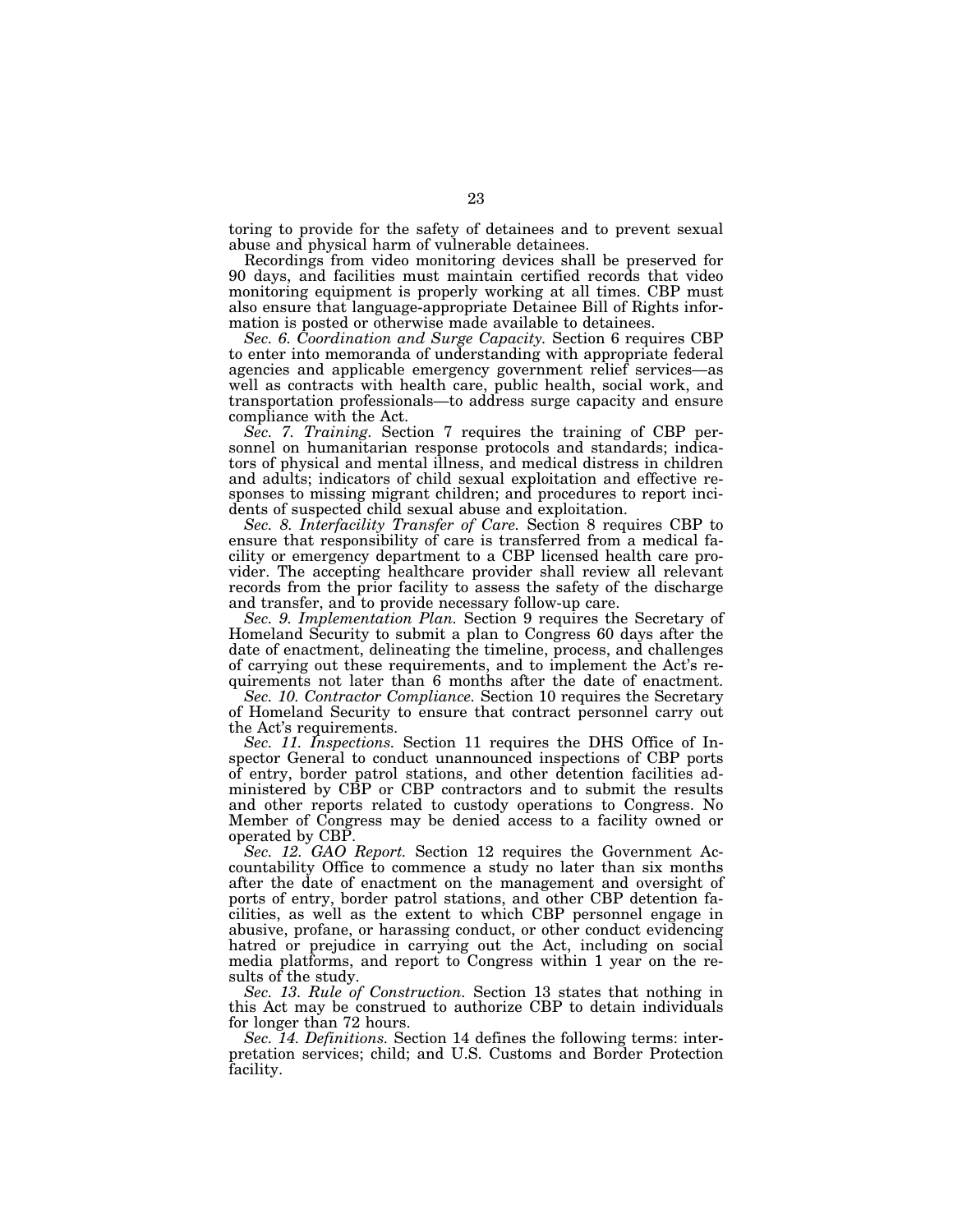toring to provide for the safety of detainees and to prevent sexual abuse and physical harm of vulnerable detainees.

Recordings from video monitoring devices shall be preserved for 90 days, and facilities must maintain certified records that video monitoring equipment is properly working at all times. CBP must also ensure that language-appropriate Detainee Bill of Rights information is posted or otherwise made available to detainees.

*Sec. 6. Coordination and Surge Capacity.* Section 6 requires CBP to enter into memoranda of understanding with appropriate federal agencies and applicable emergency government relief services—as well as contracts with health care, public health, social work, and transportation professionals—to address surge capacity and ensure compliance with the Act.

*Sec. 7. Training.* Section 7 requires the training of CBP personnel on humanitarian response protocols and standards; indicators of physical and mental illness, and medical distress in children and adults; indicators of child sexual exploitation and effective responses to missing migrant children; and procedures to report incidents of suspected child sexual abuse and exploitation.

*Sec. 8. Interfacility Transfer of Care.* Section 8 requires CBP to ensure that responsibility of care is transferred from a medical facility or emergency department to a CBP licensed health care provider. The accepting healthcare provider shall review all relevant records from the prior facility to assess the safety of the discharge and transfer, and to provide necessary follow-up care.

*Sec. 9. Implementation Plan.* Section 9 requires the Secretary of Homeland Security to submit a plan to Congress 60 days after the date of enactment, delineating the timeline, process, and challenges of carrying out these requirements, and to implement the Act's requirements not later than 6 months after the date of enactment.

*Sec. 10. Contractor Compliance.* Section 10 requires the Secretary of Homeland Security to ensure that contract personnel carry out the Act's requirements.

*Sec. 11. Inspections.* Section 11 requires the DHS Office of Inspector General to conduct unannounced inspections of CBP ports of entry, border patrol stations, and other detention facilities administered by CBP or CBP contractors and to submit the results and other reports related to custody operations to Congress. No Member of Congress may be denied access to a facility owned or operated by CBP.

*Sec. 12. GAO Report.* Section 12 requires the Government Accountability Office to commence a study no later than six months after the date of enactment on the management and oversight of ports of entry, border patrol stations, and other CBP detention facilities, as well as the extent to which CBP personnel engage in abusive, profane, or harassing conduct, or other conduct evidencing hatred or prejudice in carrying out the Act, including on social media platforms, and report to Congress within 1 year on the results of the study.

*Sec. 13. Rule of Construction.* Section 13 states that nothing in this Act may be construed to authorize CBP to detain individuals for longer than 72 hours.

*Sec. 14. Definitions.* Section 14 defines the following terms: interpretation services; child; and U.S. Customs and Border Protection facility.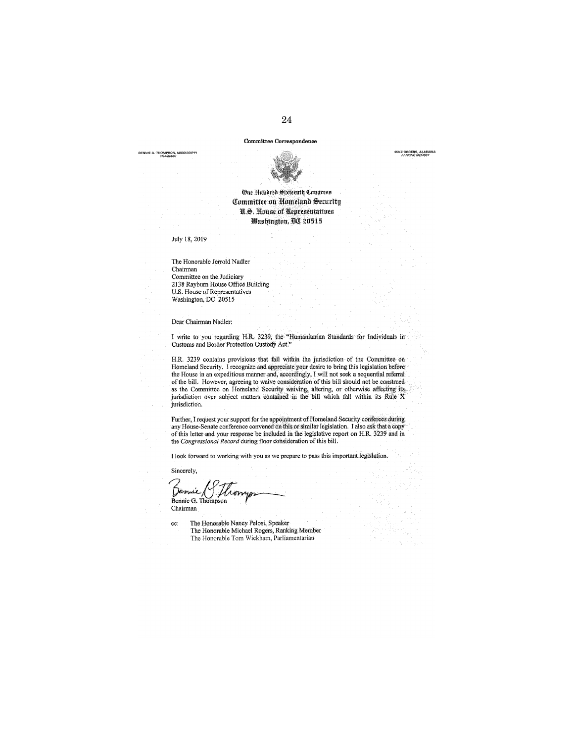**Committee Correspondence**

BENNIE G. THOMPSON, MISSISSIPPI
CHAIRMAN

MIKE ROGERS, ALABAMA
RANKING MEMBER

One Hundred Sixteenth Congress
Committee on Homeland Security
U.S. House of Representatives
Washington, DC 20515

July 18, 2019

The Honorable Jerrold Nadler
Chairman
Committee on the Judiciary
2138 Rayburn House Office Building
U.S. House of Representatives
Washington, DC 20515

Dear Chairman Nadler:

I write to you regarding H.R. 3239, the "Humanitarian Standards for Individuals in Customs and Border Protection Custody Act."

H.R. 3239 contains provisions that fall within the jurisdiction of the Committee on Homeland Security. I recognize and appreciate your desire to bring this legislation before the House in an expeditious manner and, accordingly, I will not seek a sequential referral of the bill. However, agreeing to waive consideration of this bill should not be construed as the Committee on Homeland Security waiving, altering, or otherwise affecting its jurisdiction over subject matters contained in the bill which fall within its Rule X jurisdiction.

Further, I request your support for the appointment of Homeland Security conferees during any House-Senate conference convened on this or similar legislation. I also ask that a copy of this letter and your response be included in the legislative report on H.R. 3239 and in the *Congressional Record* during floor consideration of this bill.

I look forward to working with you as we prepare to pass this important legislation.

Sincerely,

Bennie G. Thompson
Chairman

cc: The Honorable Nancy Pelosi, Speaker
The Honorable Michael Rogers, Ranking Member
The Honorable Tom Wickham, Parliamentarian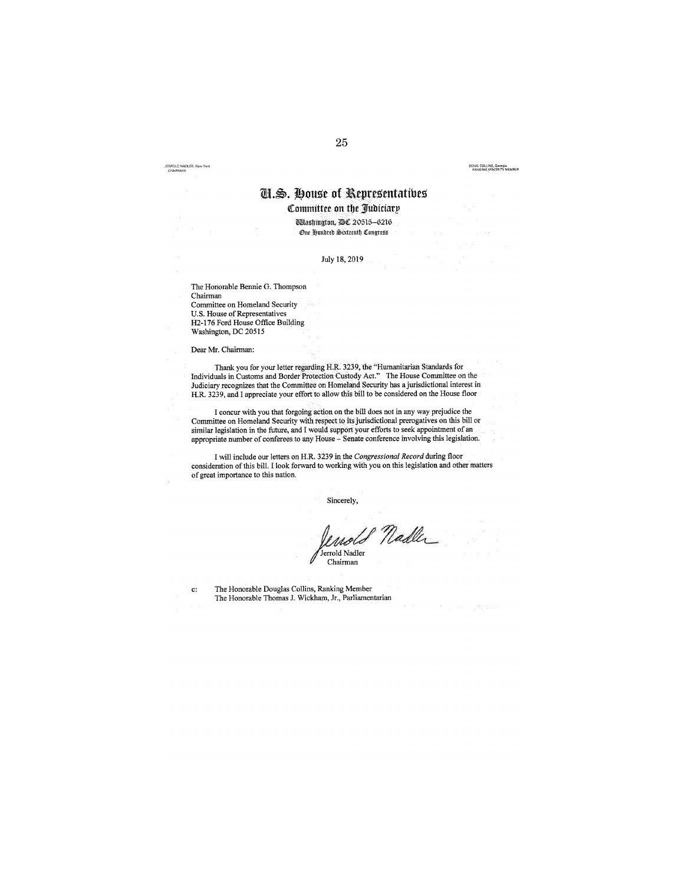JERROLD NADLER, New York
CHAIRMAN

DOUG COLLINS, Georgia
RANKING MINORITY MEMBER

# U.S. House of Representatives

## Committee on the Judiciary

Washington, DC 20515–6216

One Hundred Sixteenth Congress

July 18, 2019

The Honorable Bennie G. Thompson
Chairman
Committee on Homeland Security
U.S. House of Representatives
H2-176 Ford House Office Building
Washington, DC 20515

Dear Mr. Chairman:

Thank you for your letter regarding H.R. 3239, the "Humanitarian Standards for Individuals in Customs and Border Protection Custody Act." The House Committee on the Judiciary recognizes that the Committee on Homeland Security has a jurisdictional interest in H.R. 3239, and I appreciate your effort to allow this bill to be considered on the House floor

I concur with you that forgoing action on the bill does not in any way prejudice the Committee on Homeland Security with respect to its jurisdictional prerogatives on this bill or similar legislation in the future, and I would support your efforts to seek appointment of an appropriate number of conferees to any House – Senate conference involving this legislation.

I will include our letters on H.R. 3239 in the *Congressional Record* during floor consideration of this bill. I look forward to working with you on this legislation and other matters of great importance to this nation.

Sincerely,

Jerrold Nadler
Chairman

c: The Honorable Douglas Collins, Ranking Member
The Honorable Thomas J. Wickham, Jr., Parliamentarian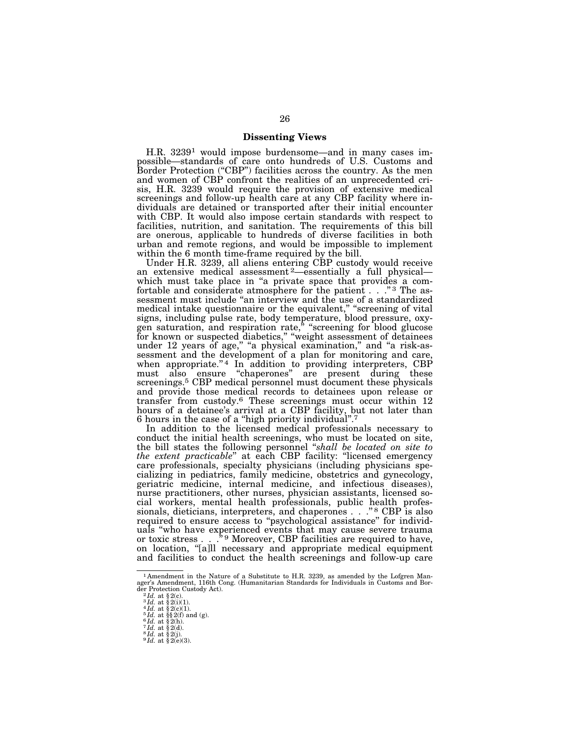## Dissenting Views

H.R. 3239[1] would impose burdensome—and in many cases impossible—standards of care onto hundreds of U.S. Customs and Border Protection ("CBP") facilities across the country. As the men and women of CBP confront the realities of an unprecedented crisis, H.R. 3239 would require the provision of extensive medical screenings and follow-up health care at any CBP facility where individuals are detained or transported after their initial encounter with CBP. It would also impose certain standards with respect to facilities, nutrition, and sanitation. The requirements of this bill are onerous, applicable to hundreds of diverse facilities in both urban and remote regions, and would be impossible to implement within the 6 month time-frame required by the bill.

Under H.R. 3239, all aliens entering CBP custody would receive an extensive medical assessment[2]—essentially a full physical—which must take place in "a private space that provides a comfortable and considerate atmosphere for the patient . . ."[3] The assessment must include "an interview and the use of a standardized medical intake questionnaire or the equivalent," "screening of vital signs, including pulse rate, body temperature, blood pressure, oxygen saturation, and respiration rate," "screening for blood glucose for known or suspected diabetics," "weight assessment of detainees under 12 years of age," "a physical examination," and "a risk-assessment and the development of a plan for monitoring and care, when appropriate."[4] In addition to providing interpreters, CBP must also ensure "chaperones" are present during these screenings.[5] CBP medical personnel must document these physicals and provide those medical records to detainees upon release or transfer from custody.[6] These screenings must occur within 12 hours of a detainee's arrival at a CBP facility, but not later than 6 hours in the case of a "high priority individual".[7]

In addition to the licensed medical professionals necessary to conduct the initial health screenings, who must be located on site, the bill states the following personnel "*shall be located on site to the extent practicable*" at each CBP facility: "licensed emergency care professionals, specialty physicians (including physicians specializing in pediatrics, family medicine, obstetrics and gynecology, geriatric medicine, internal medicine, and infectious diseases), nurse practitioners, other nurses, physician assistants, licensed social workers, mental health professionals, public health professionals, dieticians, interpreters, and chaperones . . ."[8] CBP is also required to ensure access to "psychological assistance" for individuals "who have experienced events that may cause severe trauma or toxic stress . . ."[9] Moreover, CBP facilities are required to have, on location, "[a]ll necessary and appropriate medical equipment and facilities to conduct the health screenings and follow-up care

---

[1] Amendment in the Nature of a Substitute to H.R. 3239, as amended by the Lofgren Manager's Amendment, 116th Cong. (Humanitarian Standards for Individuals in Customs and Border Protection Custody Act).

[2] *Id.* at § 2(c).

[3] *Id.* at § 2(i)(1).

[4] *Id.* at § 2(c)(1).

[5] *Id.* at §§ 2(f) and (g).

[6] *Id.* at § 2(h).

[7] *Id.* at § 2(d).

[8] *Id.* at § 2(j).

[9] *Id.* at § 2(e)(3).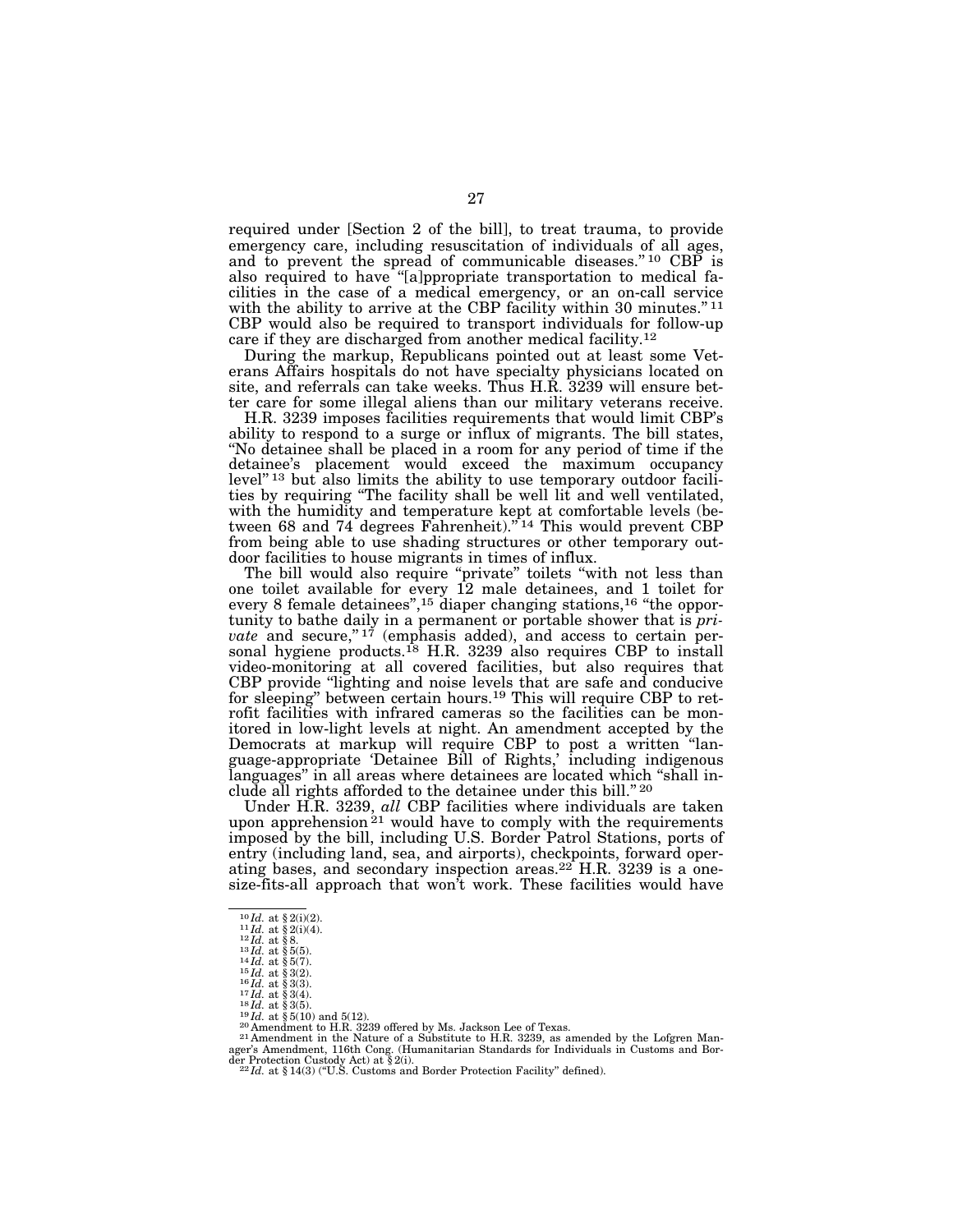required under [Section 2 of the bill], to treat trauma, to provide emergency care, including resuscitation of individuals of all ages, and to prevent the spread of communicable diseases."[10] CBP is also required to have "[a]ppropriate transportation to medical facilities in the case of a medical emergency, or an on-call service with the ability to arrive at the CBP facility within 30 minutes."[11] CBP would also be required to transport individuals for follow-up care if they are discharged from another medical facility.[12]

During the markup, Republicans pointed out at least some Veterans Affairs hospitals do not have specialty physicians located on site, and referrals can take weeks. Thus H.R. 3239 will ensure better care for some illegal aliens than our military veterans receive.

H.R. 3239 imposes facilities requirements that would limit CBP's ability to respond to a surge or influx of migrants. The bill states, "No detainee shall be placed in a room for any period of time if the detainee's placement would exceed the maximum occupancy level"[13] but also limits the ability to use temporary outdoor facilities by requiring "The facility shall be well lit and well ventilated, with the humidity and temperature kept at comfortable levels (between 68 and 74 degrees Fahrenheit)."[14] This would prevent CBP from being able to use shading structures or other temporary outdoor facilities to house migrants in times of influx.

The bill would also require "private" toilets "with not less than one toilet available for every 12 male detainees, and 1 toilet for every 8 female detainees",[15] diaper changing stations,[16] "the opportunity to bathe daily in a permanent or portable shower that is *private* and secure,"[17] (emphasis added), and access to certain personal hygiene products.[18] H.R. 3239 also requires CBP to install video-monitoring at all covered facilities, but also requires that CBP provide "lighting and noise levels that are safe and conducive for sleeping" between certain hours.[19] This will require CBP to retrofit facilities with infrared cameras so the facilities can be monitored in low-light levels at night. An amendment accepted by the Democrats at markup will require CBP to post a written "language-appropriate 'Detainee Bill of Rights,' including indigenous languages" in all areas where detainees are located which "shall include all rights afforded to the detainee under this bill."[20]

Under H.R. 3239, *all* CBP facilities where individuals are taken upon apprehension[21] would have to comply with the requirements imposed by the bill, including U.S. Border Patrol Stations, ports of entry (including land, sea, and airports), checkpoints, forward operating bases, and secondary inspection areas.[22] H.R. 3239 is a one-size-fits-all approach that won't work. These facilities would have

---

[10] *Id.* at § 2(i)(2).
[11] *Id.* at § 2(i)(4).
[12] *Id.* at § 8.
[13] *Id.* at § 5(5).
[14] *Id.* at § 5(7).
[15] *Id.* at § 3(2).
[16] *Id.* at § 3(3).
[17] *Id.* at § 3(4).
[18] *Id.* at § 3(5).
[19] *Id.* at § 5(10) and 5(12).
[20] Amendment to H.R. 3239 offered by Ms. Jackson Lee of Texas.
[21] Amendment in the Nature of a Substitute to H.R. 3239, as amended by the Lofgren Manager's Amendment, 116th Cong. (Humanitarian Standards for Individuals in Customs and Border Protection Custody Act) at § 2(i).
[22] *Id.* at § 14(3) ("U.S. Customs and Border Protection Facility" defined).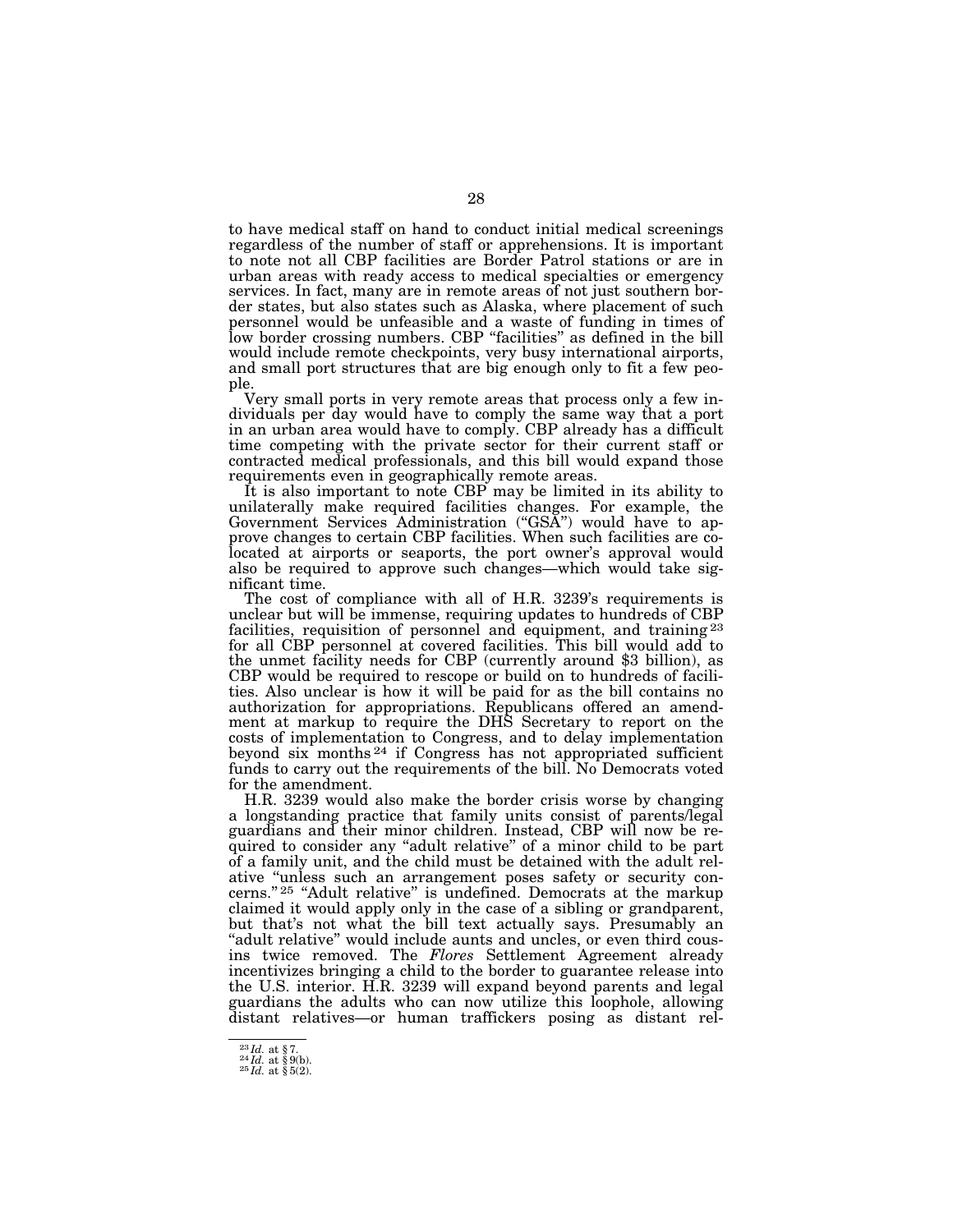to have medical staff on hand to conduct initial medical screenings regardless of the number of staff or apprehensions. It is important to note not all CBP facilities are Border Patrol stations or are in urban areas with ready access to medical specialties or emergency services. In fact, many are in remote areas of not just southern border states, but also states such as Alaska, where placement of such personnel would be unfeasible and a waste of funding in times of low border crossing numbers. CBP "facilities" as defined in the bill would include remote checkpoints, very busy international airports, and small port structures that are big enough only to fit a few people.

Very small ports in very remote areas that process only a few individuals per day would have to comply the same way that a port in an urban area would have to comply. CBP already has a difficult time competing with the private sector for their current staff or contracted medical professionals, and this bill would expand those requirements even in geographically remote areas.

It is also important to note CBP may be limited in its ability to unilaterally make required facilities changes. For example, the Government Services Administration ("GSA") would have to approve changes to certain CBP facilities. When such facilities are co-located at airports or seaports, the port owner's approval would also be required to approve such changes—which would take significant time.

The cost of compliance with all of H.R. 3239's requirements is unclear but will be immense, requiring updates to hundreds of CBP facilities, requisition of personnel and equipment, and training[23] for all CBP personnel at covered facilities. This bill would add to the unmet facility needs for CBP (currently around $3 billion), as CBP would be required to rescope or build on to hundreds of facilities. Also unclear is how it will be paid for as the bill contains no authorization for appropriations. Republicans offered an amendment at markup to require the DHS Secretary to report on the costs of implementation to Congress, and to delay implementation beyond six months[24] if Congress has not appropriated sufficient funds to carry out the requirements of the bill. No Democrats voted for the amendment.

H.R. 3239 would also make the border crisis worse by changing a longstanding practice that family units consist of parents/legal guardians and their minor children. Instead, CBP will now be required to consider any "adult relative" of a minor child to be part of a family unit, and the child must be detained with the adult relative "unless such an arrangement poses safety or security concerns."[25] "Adult relative" is undefined. Democrats at the markup claimed it would apply only in the case of a sibling or grandparent, but that's not what the bill text actually says. Presumably an "adult relative" would include aunts and uncles, or even third cousins twice removed. The *Flores* Settlement Agreement already incentivizes bringing a child to the border to guarantee release into the U.S. interior. H.R. 3239 will expand beyond parents and legal guardians the adults who can now utilize this loophole, allowing distant relatives—or human traffickers posing as distant rel-

---

[23] *Id.* at § 7.
[24] *Id.* at § 9(b).
[25] *Id.* at § 5(2).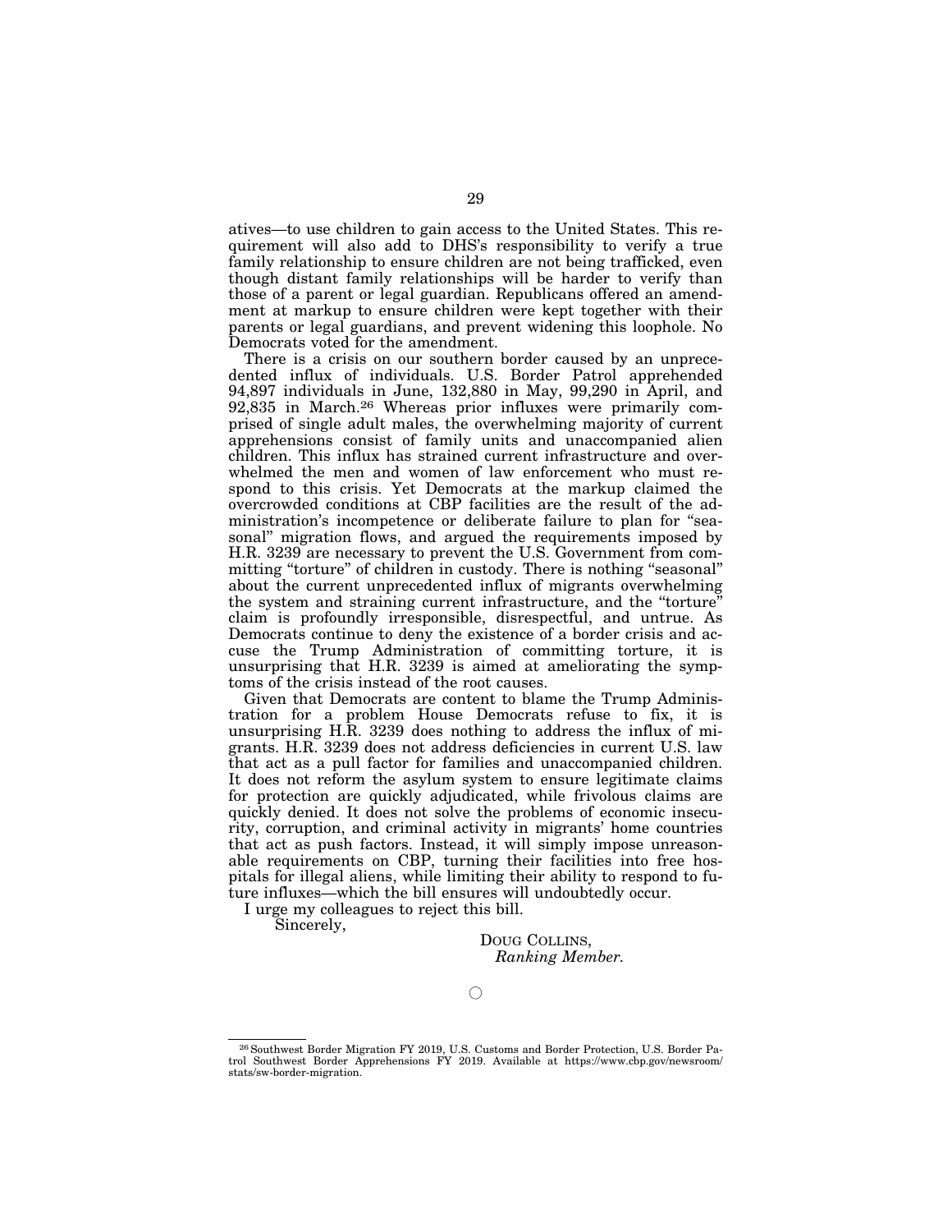atives—to use children to gain access to the United States. This requirement will also add to DHS's responsibility to verify a true family relationship to ensure children are not being trafficked, even though distant family relationships will be harder to verify than those of a parent or legal guardian. Republicans offered an amendment at markup to ensure children were kept together with their parents or legal guardians, and prevent widening this loophole. No Democrats voted for the amendment.

There is a crisis on our southern border caused by an unprecedented influx of individuals. U.S. Border Patrol apprehended 94,897 individuals in June, 132,880 in May, 99,290 in April, and 92,835 in March.[26] Whereas prior influxes were primarily comprised of single adult males, the overwhelming majority of current apprehensions consist of family units and unaccompanied alien children. This influx has strained current infrastructure and overwhelmed the men and women of law enforcement who must respond to this crisis. Yet Democrats at the markup claimed the overcrowded conditions at CBP facilities are the result of the administration's incompetence or deliberate failure to plan for "seasonal" migration flows, and argued the requirements imposed by H.R. 3239 are necessary to prevent the U.S. Government from committing "torture" of children in custody. There is nothing "seasonal" about the current unprecedented influx of migrants overwhelming the system and straining current infrastructure, and the "torture" claim is profoundly irresponsible, disrespectful, and untrue. As Democrats continue to deny the existence of a border crisis and accuse the Trump Administration of committing torture, it is unsurprising that H.R. 3239 is aimed at ameliorating the symptoms of the crisis instead of the root causes.

Given that Democrats are content to blame the Trump Administration for a problem House Democrats refuse to fix, it is unsurprising H.R. 3239 does nothing to address the influx of migrants. H.R. 3239 does not address deficiencies in current U.S. law that act as a pull factor for families and unaccompanied children. It does not reform the asylum system to ensure legitimate claims for protection are quickly adjudicated, while frivolous claims are quickly denied. It does not solve the problems of economic insecurity, corruption, and criminal activity in migrants' home countries that act as push factors. Instead, it will simply impose unreasonable requirements on CBP, turning their facilities into free hospitals for illegal aliens, while limiting their ability to respond to future influxes—which the bill ensures will undoubtedly occur.

I urge my colleagues to reject this bill.

Sincerely,

DOUG COLLINS,
*Ranking Member.*

[26] Southwest Border Migration FY 2019, U.S. Customs and Border Protection, U.S. Border Patrol Southwest Border Apprehensions FY 2019. Available at https://www.cbp.gov/newsroom/stats/sw-border-migration.